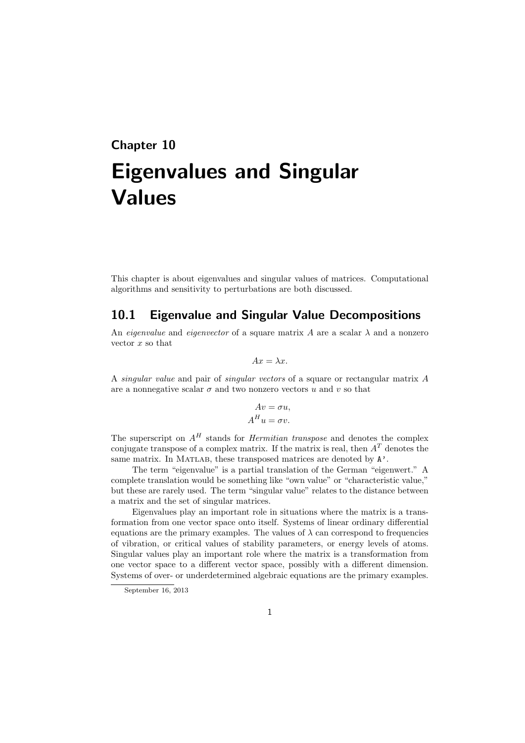# Chapter 10

# Eigenvalues and Singular Values

This chapter is about eigenvalues and singular values of matrices. Computational algorithms and sensitivity to perturbations are both discussed.

## 10.1 Eigenvalue and Singular Value Decompositions

An *eigenvalue* and *eigenvector* of a square matrix $A$ are a scalar $\lambda$ and a nonzero vector $x$ so that

$$Ax = \lambda x.$$

A *singular value* and pair of *singular vectors* of a square or rectangular matrix $A$ are a nonnegative scalar $\sigma$ and two nonzero vectors $u$ and $v$ so that

$$Av = \sigma u,$$
$$A^H u = \sigma v.$$

The superscript on $A^H$ stands for *Hermitian transpose* and denotes the complex conjugate transpose of a complex matrix. If the matrix is real, then $A^T$ denotes the same matrix. In MATLAB, these transposed matrices are denoted by `A'`.

The term "eigenvalue" is a partial translation of the German "eigenwert." A complete translation would be something like "own value" or "characteristic value," but these are rarely used. The term "singular value" relates to the distance between a matrix and the set of singular matrices.

Eigenvalues play an important role in situations where the matrix is a transformation from one vector space onto itself. Systems of linear ordinary differential equations are the primary examples. The values of $\lambda$ can correspond to frequencies of vibration, or critical values of stability parameters, or energy levels of atoms. Singular values play an important role where the matrix is a transformation from one vector space to a different vector space, possibly with a different dimension. Systems of over- or underdetermined algebraic equations are the primary examples.

September 16, 2013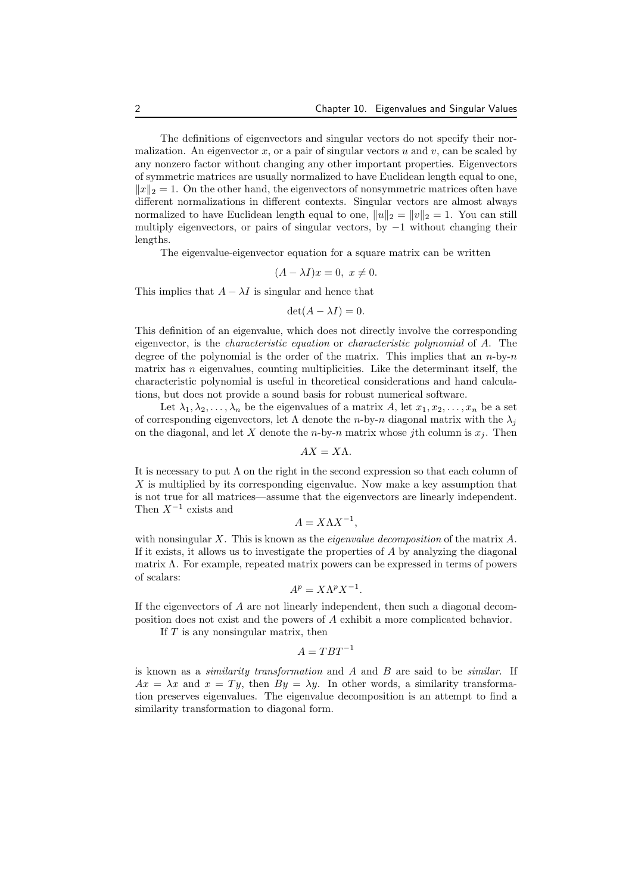The definitions of eigenvectors and singular vectors do not specify their normalization. An eigenvector $x$, or a pair of singular vectors $u$ and $v$, can be scaled by any nonzero factor without changing any other important properties. Eigenvectors of symmetric matrices are usually normalized to have Euclidean length equal to one, $\|x\|_2 = 1$. On the other hand, the eigenvectors of nonsymmetric matrices often have different normalizations in different contexts. Singular vectors are almost always normalized to have Euclidean length equal to one, $\|u\|_2 = \|v\|_2 = 1$. You can still multiply eigenvectors, or pairs of singular vectors, by $-1$ without changing their lengths.

The eigenvalue-eigenvector equation for a square matrix can be written

$$(A - \lambda I)x = 0, \; x \neq 0.$$

This implies that $A - \lambda I$ is singular and hence that

$$\det(A - \lambda I) = 0.$$

This definition of an eigenvalue, which does not directly involve the corresponding eigenvector, is the *characteristic equation* or *characteristic polynomial* of $A$. The degree of the polynomial is the order of the matrix. This implies that an $n$-by-$n$ matrix has $n$ eigenvalues, counting multiplicities. Like the determinant itself, the characteristic polynomial is useful in theoretical considerations and hand calculations, but does not provide a sound basis for robust numerical software.

Let $\lambda_1, \lambda_2, \ldots, \lambda_n$ be the eigenvalues of a matrix $A$, let $x_1, x_2, \ldots, x_n$ be a set of corresponding eigenvectors, let $\Lambda$ denote the $n$-by-$n$ diagonal matrix with the $\lambda_j$ on the diagonal, and let $X$ denote the $n$-by-$n$ matrix whose $j$th column is $x_j$. Then

$$AX = X\Lambda.$$

It is necessary to put $\Lambda$ on the right in the second expression so that each column of $X$ is multiplied by its corresponding eigenvalue. Now make a key assumption that is not true for all matrices—assume that the eigenvectors are linearly independent. Then $X^{-1}$ exists and

$$A = X\Lambda X^{-1},$$

with nonsingular $X$. This is known as the *eigenvalue decomposition* of the matrix $A$. If it exists, it allows us to investigate the properties of $A$ by analyzing the diagonal matrix $\Lambda$. For example, repeated matrix powers can be expressed in terms of powers of scalars:

$$A^p = X\Lambda^p X^{-1}.$$

If the eigenvectors of $A$ are not linearly independent, then such a diagonal decomposition does not exist and the powers of $A$ exhibit a more complicated behavior.

If $T$ is any nonsingular matrix, then

$$A = TBT^{-1}$$

is known as a *similarity transformation* and $A$ and $B$ are said to be *similar*. If $Ax = \lambda x$ and $x = Ty$, then $By = \lambda y$. In other words, a similarity transformation preserves eigenvalues. The eigenvalue decomposition is an attempt to find a similarity transformation to diagonal form.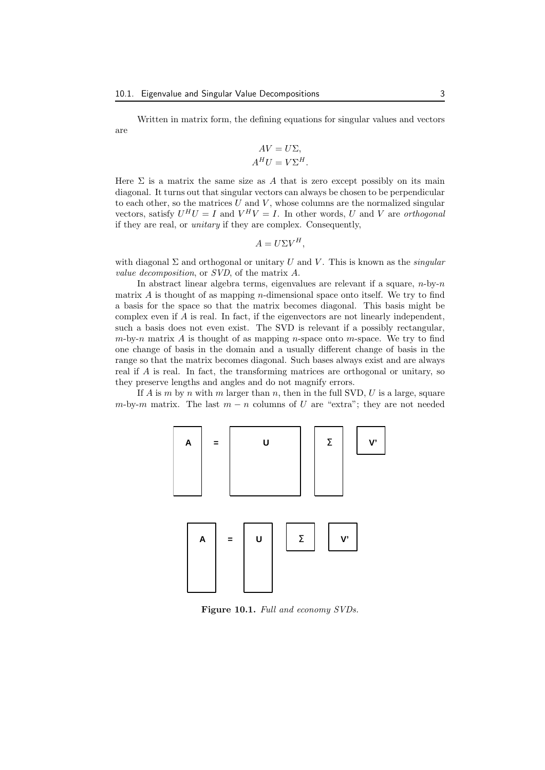Written in matrix form, the defining equations for singular values and vectors are

$$AV = U\Sigma,$$
$$A^H U = V\Sigma^H.$$

Here $\Sigma$ is a matrix the same size as $A$ that is zero except possibly on its main diagonal. It turns out that singular vectors can always be chosen to be perpendicular to each other, so the matrices $U$ and $V$, whose columns are the normalized singular vectors, satisfy $U^H U = I$ and $V^H V = I$. In other words, $U$ and $V$ are *orthogonal* if they are real, or *unitary* if they are complex. Consequently,

$$A = U\Sigma V^H,$$

with diagonal $\Sigma$ and orthogonal or unitary $U$ and $V$. This is known as the *singular value decomposition*, or *SVD*, of the matrix $A$.

In abstract linear algebra terms, eigenvalues are relevant if a square, $n$-by-$n$ matrix $A$ is thought of as mapping $n$-dimensional space onto itself. We try to find a basis for the space so that the matrix becomes diagonal. This basis might be complex even if $A$ is real. In fact, if the eigenvectors are not linearly independent, such a basis does not even exist. The SVD is relevant if a possibly rectangular, $m$-by-$n$ matrix $A$ is thought of as mapping $n$-space onto $m$-space. We try to find one change of basis in the domain and a usually different change of basis in the range so that the matrix becomes diagonal. Such bases always exist and are always real if $A$ is real. In fact, the transforming matrices are orthogonal or unitary, so they preserve lengths and angles and do not magnify errors.

If $A$ is $m$ by $n$ with $m$ larger than $n$, then in the full SVD, $U$ is a large, square $m$-by-$m$ matrix. The last $m - n$ columns of $U$ are "extra"; they are not needed

A = U Σ V'

A = U Σ V'

**Figure 10.1.** *Full and economy SVDs.*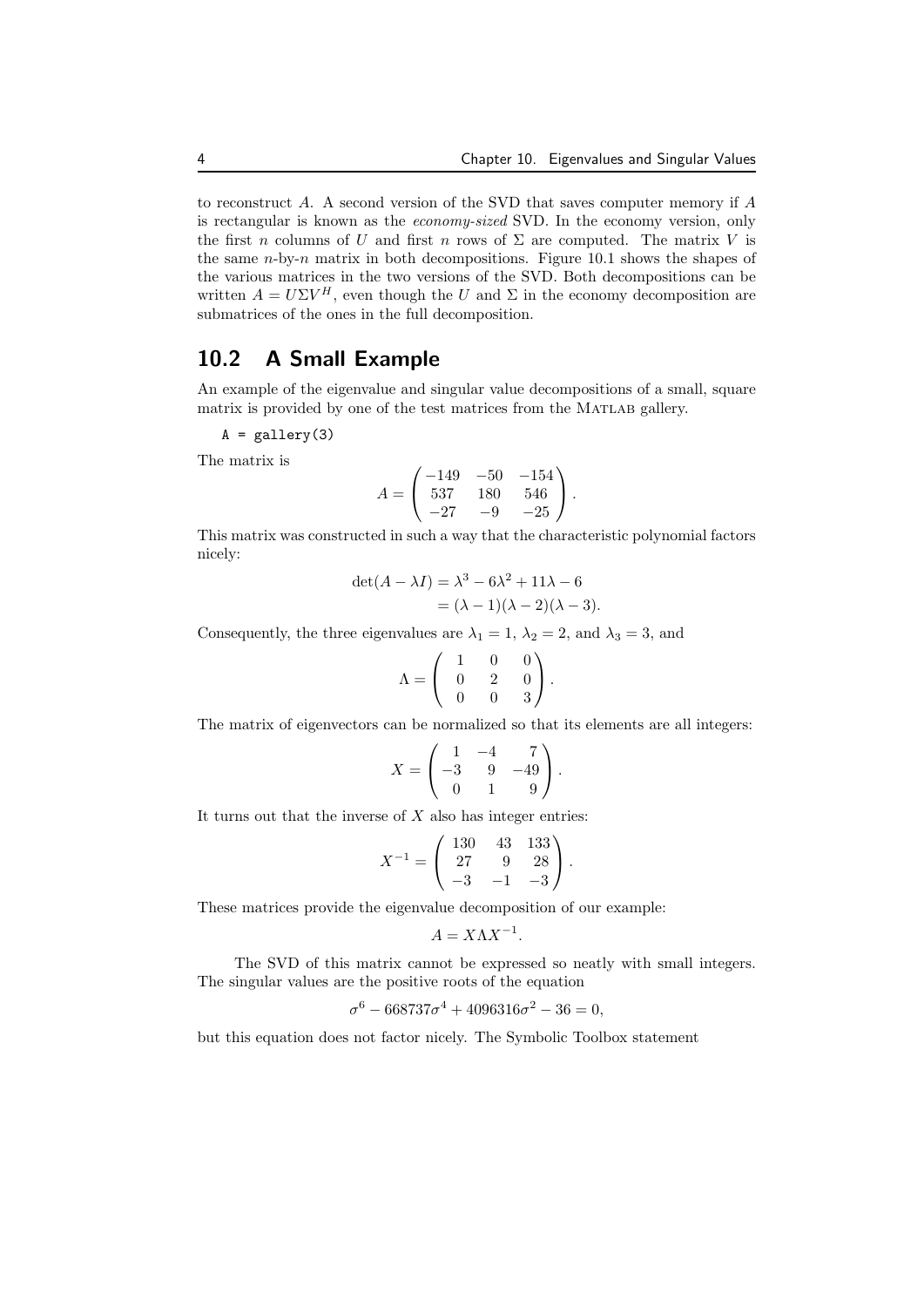to reconstruct $A$. A second version of the SVD that saves computer memory if $A$ is rectangular is known as the *economy-sized* SVD. In the economy version, only the first $n$ columns of $U$ and first $n$ rows of $\Sigma$ are computed. The matrix $V$ is the same $n$-by-$n$ matrix in both decompositions. Figure 10.1 shows the shapes of the various matrices in the two versions of the SVD. Both decompositions can be written $A = U\Sigma V^H$, even though the $U$ and $\Sigma$ in the economy decomposition are submatrices of the ones in the full decomposition.

## 10.2 A Small Example

An example of the eigenvalue and singular value decompositions of a small, square matrix is provided by one of the test matrices from the MATLAB gallery.

```
A = gallery(3)
```

The matrix is

$$A = \begin{pmatrix} -149 & -50 & -154 \\ 537 & 180 & 546 \\ -27 & -9 & -25 \end{pmatrix}.$$

This matrix was constructed in such a way that the characteristic polynomial factors nicely:

$$\begin{aligned} \det(A - \lambda I) &= \lambda^3 - 6\lambda^2 + 11\lambda - 6 \\ &= (\lambda - 1)(\lambda - 2)(\lambda - 3). \end{aligned}$$

Consequently, the three eigenvalues are $\lambda_1 = 1$, $\lambda_2 = 2$, and $\lambda_3 = 3$, and

$$\Lambda = \begin{pmatrix} 1 & 0 & 0 \\ 0 & 2 & 0 \\ 0 & 0 & 3 \end{pmatrix}.$$

The matrix of eigenvectors can be normalized so that its elements are all integers:

$$X = \begin{pmatrix} 1 & -4 & 7 \\ -3 & 9 & -49 \\ 0 & 1 & 9 \end{pmatrix}.$$

It turns out that the inverse of $X$ also has integer entries:

$$X^{-1} = \begin{pmatrix} 130 & 43 & 133 \\ 27 & 9 & 28 \\ -3 & -1 & -3 \end{pmatrix}.$$

These matrices provide the eigenvalue decomposition of our example:

$$A = X\Lambda X^{-1}.$$

The SVD of this matrix cannot be expressed so neatly with small integers. The singular values are the positive roots of the equation

$$\sigma^6 - 668737\sigma^4 + 4096316\sigma^2 - 36 = 0,$$

but this equation does not factor nicely. The Symbolic Toolbox statement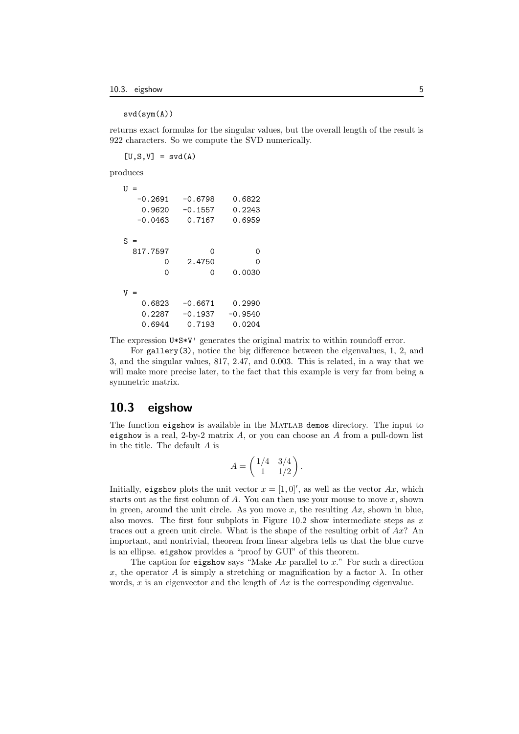```
svd(sym(A))
```

returns exact formulas for the singular values, but the overall length of the result is 922 characters. So we compute the SVD numerically.

```
[U,S,V] = svd(A)
```

produces

```
U =
   -0.2691   -0.6798    0.6822
    0.9620   -0.1557    0.2243
   -0.0463    0.7167    0.6959

S =
  817.7597         0         0
         0    2.4750         0
         0         0    0.0030

V =
    0.6823   -0.6671    0.2990
    0.2287   -0.1937   -0.9540
    0.6944    0.7193    0.0204
```

The expression `U*S*V'` generates the original matrix to within roundoff error.

For `gallery(3)`, notice the big difference between the eigenvalues, 1, 2, and 3, and the singular values, 817, 2.47, and 0.003. This is related, in a way that we will make more precise later, to the fact that this example is very far from being a symmetric matrix.

## 10.3 eigshow

The function `eigshow` is available in the MATLAB `demos` directory. The input to `eigshow` is a real, 2-by-2 matrix $A$, or you can choose an $A$ from a pull-down list in the title. The default $A$ is

$$A = \begin{pmatrix} 1/4 & 3/4 \\ 1 & 1/2 \end{pmatrix}.$$

Initially, `eigshow` plots the unit vector $x = [1, 0]'$, as well as the vector $Ax$, which starts out as the first column of $A$. You can then use your mouse to move $x$, shown in green, around the unit circle. As you move $x$, the resulting $Ax$, shown in blue, also moves. The first four subplots in Figure 10.2 show intermediate steps as $x$ traces out a green unit circle. What is the shape of the resulting orbit of $Ax$? An important, and nontrivial, theorem from linear algebra tells us that the blue curve is an ellipse. `eigshow` provides a "proof by GUI" of this theorem.

The caption for `eigshow` says "Make $Ax$ parallel to $x$." For such a direction $x$, the operator $A$ is simply a stretching or magnification by a factor $\lambda$. In other words, $x$ is an eigenvector and the length of $Ax$ is the corresponding eigenvalue.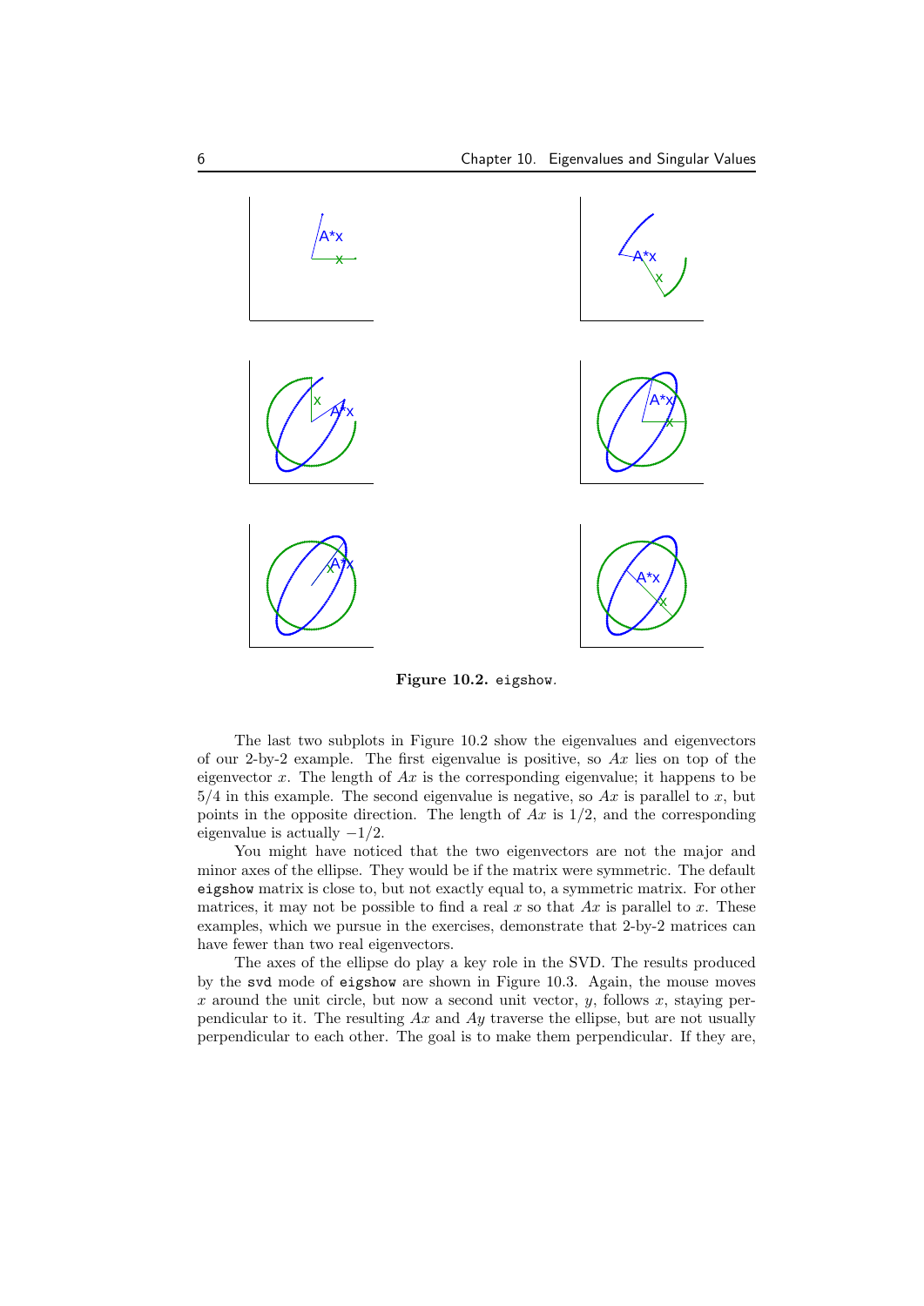**Figure 10.2.** `eigshow`.

The last two subplots in Figure 10.2 show the eigenvalues and eigenvectors of our 2-by-2 example. The first eigenvalue is positive, so $Ax$ lies on top of the eigenvector $x$. The length of $Ax$ is the corresponding eigenvalue; it happens to be $5/4$ in this example. The second eigenvalue is negative, so $Ax$ is parallel to $x$, but points in the opposite direction. The length of $Ax$ is $1/2$, and the corresponding eigenvalue is actually $-1/2$.

You might have noticed that the two eigenvectors are not the major and minor axes of the ellipse. They would be if the matrix were symmetric. The default `eigshow` matrix is close to, but not exactly equal to, a symmetric matrix. For other matrices, it may not be possible to find a real $x$ so that $Ax$ is parallel to $x$. These examples, which we pursue in the exercises, demonstrate that 2-by-2 matrices can have fewer than two real eigenvectors.

The axes of the ellipse do play a key role in the SVD. The results produced by the `svd` mode of `eigshow` are shown in Figure 10.3. Again, the mouse moves $x$ around the unit circle, but now a second unit vector, $y$, follows $x$, staying perpendicular to it. The resulting $Ax$ and $Ay$ traverse the ellipse, but are not usually perpendicular to each other. The goal is to make them perpendicular. If they are,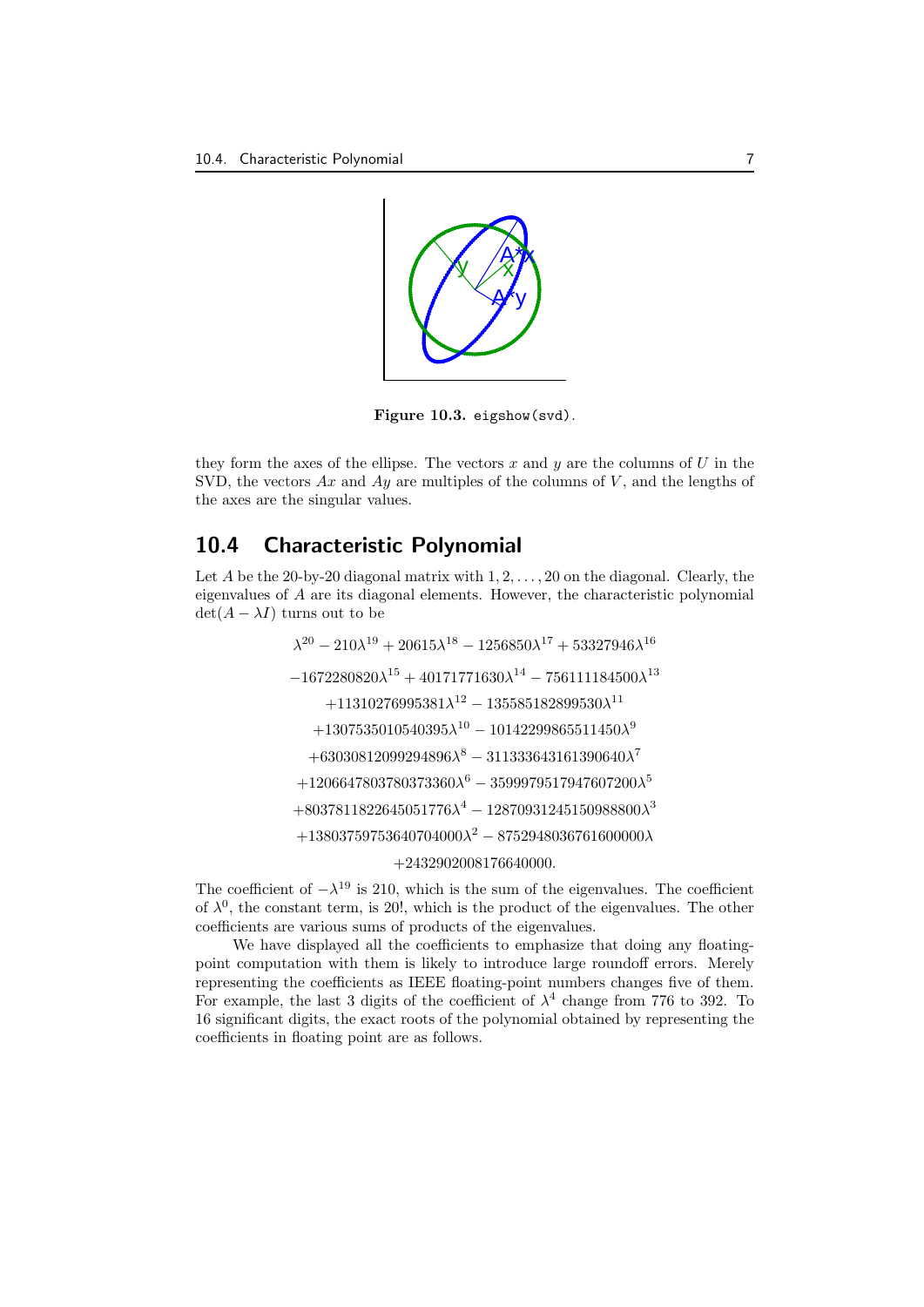**Figure 10.3.** `eigshow(svd)`.

they form the axes of the ellipse. The vectors $x$ and $y$ are the columns of $U$ in the SVD, the vectors $Ax$ and $Ay$ are multiples of the columns of $V$, and the lengths of the axes are the singular values.

## 10.4 Characteristic Polynomial

Let $A$ be the 20-by-20 diagonal matrix with $1, 2, \ldots, 20$ on the diagonal. Clearly, the eigenvalues of $A$ are its diagonal elements. However, the characteristic polynomial $\det(A - \lambda I)$ turns out to be

$$\lambda^{20} - 210\lambda^{19} + 20615\lambda^{18} - 1256850\lambda^{17} + 53327946\lambda^{16}$$
$$-1672280820\lambda^{15} + 40171771630\lambda^{14} - 756111184500\lambda^{13}$$
$$+11310276995381\lambda^{12} - 135585182899530\lambda^{11}$$
$$+1307535010540395\lambda^{10} - 10142299865511450\lambda^{9}$$
$$+63030812099294896\lambda^{8} - 311333643161390640\lambda^{7}$$
$$+1206647803780373360\lambda^{6} - 3599979517947607200\lambda^{5}$$
$$+8037811822645051776\lambda^{4} - 12870931245150988800\lambda^{3}$$
$$+13803759753640704000\lambda^{2} - 8752948036761600000\lambda$$
$$+2432902008176640000.$$

The coefficient of $-\lambda^{19}$ is 210, which is the sum of the eigenvalues. The coefficient of $\lambda^0$, the constant term, is 20!, which is the product of the eigenvalues. The other coefficients are various sums of products of the eigenvalues.

We have displayed all the coefficients to emphasize that doing any floating-point computation with them is likely to introduce large roundoff errors. Merely representing the coefficients as IEEE floating-point numbers changes five of them. For example, the last 3 digits of the coefficient of $\lambda^4$ change from 776 to 392. To 16 significant digits, the exact roots of the polynomial obtained by representing the coefficients in floating point are as follows.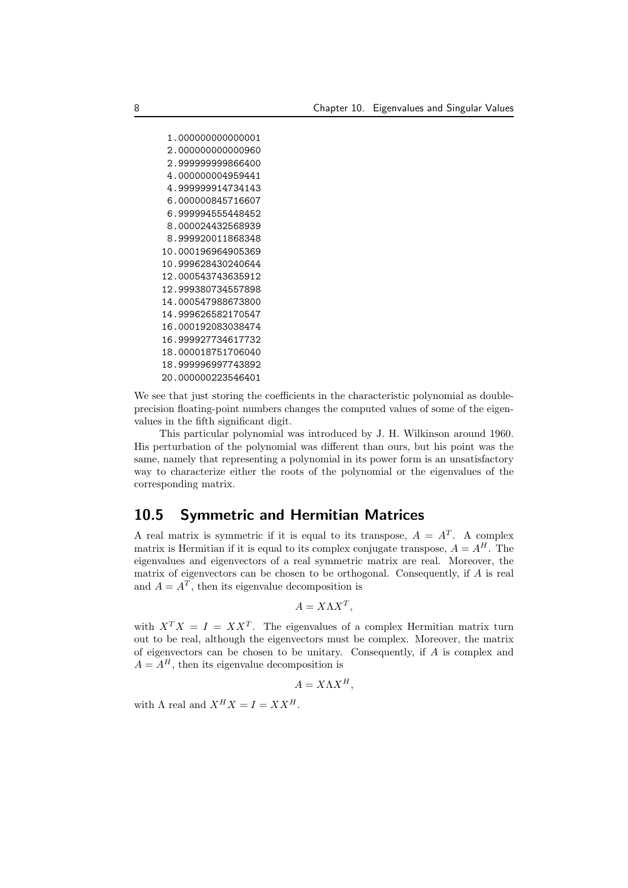```
 1.000000000000001
 2.000000000000960
 2.999999999866400
 4.000000004959441
 4.999999914734143
 6.000000845716607
 6.999994555448452
 8.000024432568939
 8.999920011868348
10.000196964905369
10.999628430240644
12.000543743635912
12.999380734557898
14.000547988673800
14.999626582170547
16.000192083038474
16.999927734617732
18.000018751706040
18.999996997743892
20.000000223546401
```

We see that just storing the coefficients in the characteristic polynomial as double-precision floating-point numbers changes the computed values of some of the eigenvalues in the fifth significant digit.

This particular polynomial was introduced by J. H. Wilkinson around 1960. His perturbation of the polynomial was different than ours, but his point was the same, namely that representing a polynomial in its power form is an unsatisfactory way to characterize either the roots of the polynomial or the eigenvalues of the corresponding matrix.

## 10.5 Symmetric and Hermitian Matrices

A real matrix is symmetric if it is equal to its transpose, $A = A^T$. A complex matrix is Hermitian if it is equal to its complex conjugate transpose, $A = A^H$. The eigenvalues and eigenvectors of a real symmetric matrix are real. Moreover, the matrix of eigenvectors can be chosen to be orthogonal. Consequently, if $A$ is real and $A = A^T$, then its eigenvalue decomposition is

$$A = X \Lambda X^T,$$

with $X^T X = I = X X^T$. The eigenvalues of a complex Hermitian matrix turn out to be real, although the eigenvectors must be complex. Moreover, the matrix of eigenvectors can be chosen to be unitary. Consequently, if $A$ is complex and $A = A^H$, then its eigenvalue decomposition is

$$A = X \Lambda X^H,$$

with $\Lambda$ real and $X^H X = I = X X^H$.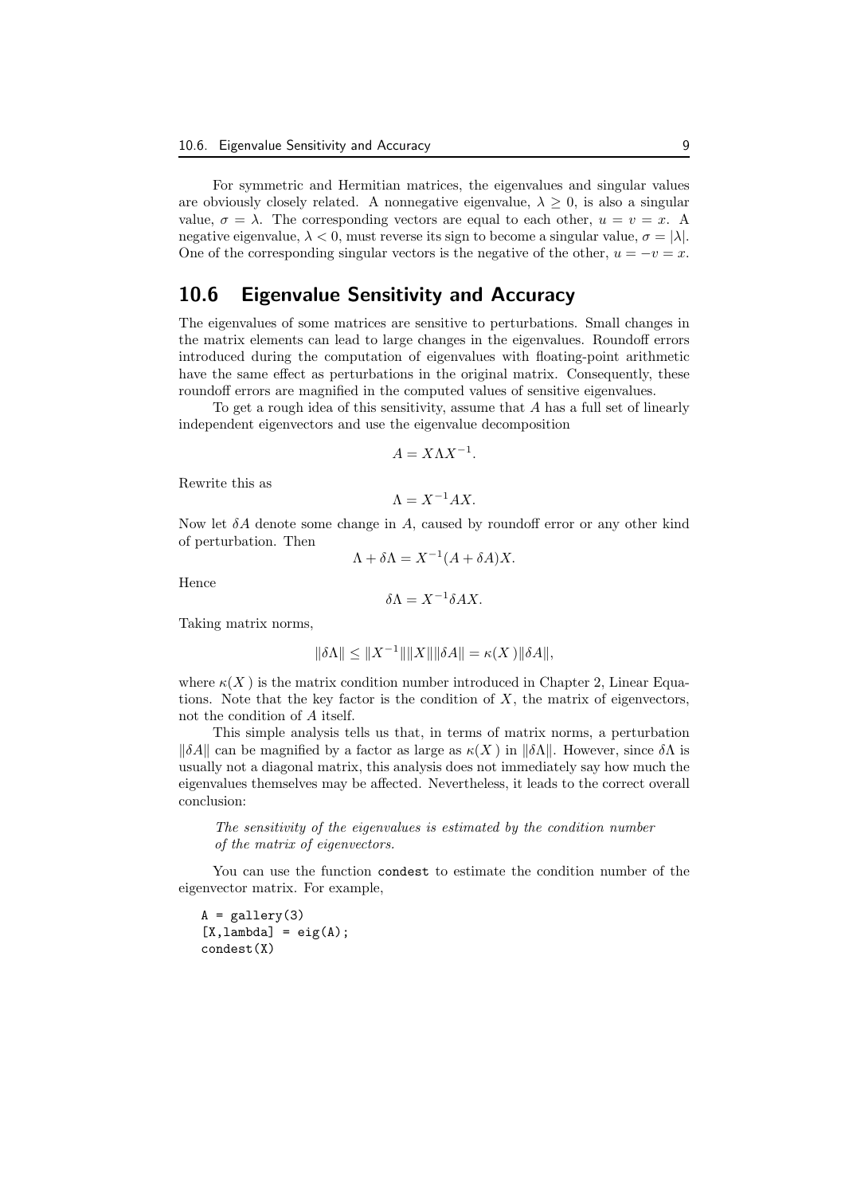For symmetric and Hermitian matrices, the eigenvalues and singular values are obviously closely related. A nonnegative eigenvalue, $\lambda \geq 0$, is also a singular value, $\sigma = \lambda$. The corresponding vectors are equal to each other, $u = v = x$. A negative eigenvalue, $\lambda < 0$, must reverse its sign to become a singular value, $\sigma = |\lambda|$. One of the corresponding singular vectors is the negative of the other, $u = -v = x$.

## 10.6 Eigenvalue Sensitivity and Accuracy

The eigenvalues of some matrices are sensitive to perturbations. Small changes in the matrix elements can lead to large changes in the eigenvalues. Roundoff errors introduced during the computation of eigenvalues with floating-point arithmetic have the same effect as perturbations in the original matrix. Consequently, these roundoff errors are magnified in the computed values of sensitive eigenvalues.

To get a rough idea of this sensitivity, assume that $A$ has a full set of linearly independent eigenvectors and use the eigenvalue decomposition

$$A = X \Lambda X^{-1}.$$

Rewrite this as

$$\Lambda = X^{-1} A X.$$

Now let $\delta A$ denote some change in $A$, caused by roundoff error or any other kind of perturbation. Then

$$\Lambda + \delta \Lambda = X^{-1}(A + \delta A) X.$$

Hence

$$\delta \Lambda = X^{-1} \delta A X.$$

Taking matrix norms,

$$\|\delta \Lambda\| \leq \|X^{-1}\| \|X\| \|\delta A\| = \kappa(X) \|\delta A\|,$$

where $\kappa(X)$ is the matrix condition number introduced in Chapter 2, Linear Equations. Note that the key factor is the condition of $X$, the matrix of eigenvectors, not the condition of $A$ itself.

This simple analysis tells us that, in terms of matrix norms, a perturbation $\|\delta A\|$ can be magnified by a factor as large as $\kappa(X)$ in $\|\delta \Lambda\|$. However, since $\delta \Lambda$ is usually not a diagonal matrix, this analysis does not immediately say how much the eigenvalues themselves may be affected. Nevertheless, it leads to the correct overall conclusion:

> *The sensitivity of the eigenvalues is estimated by the condition number of the matrix of eigenvectors.*

You can use the function `condest` to estimate the condition number of the eigenvector matrix. For example,

```
A = gallery(3)
[X,lambda] = eig(A);
condest(X)
```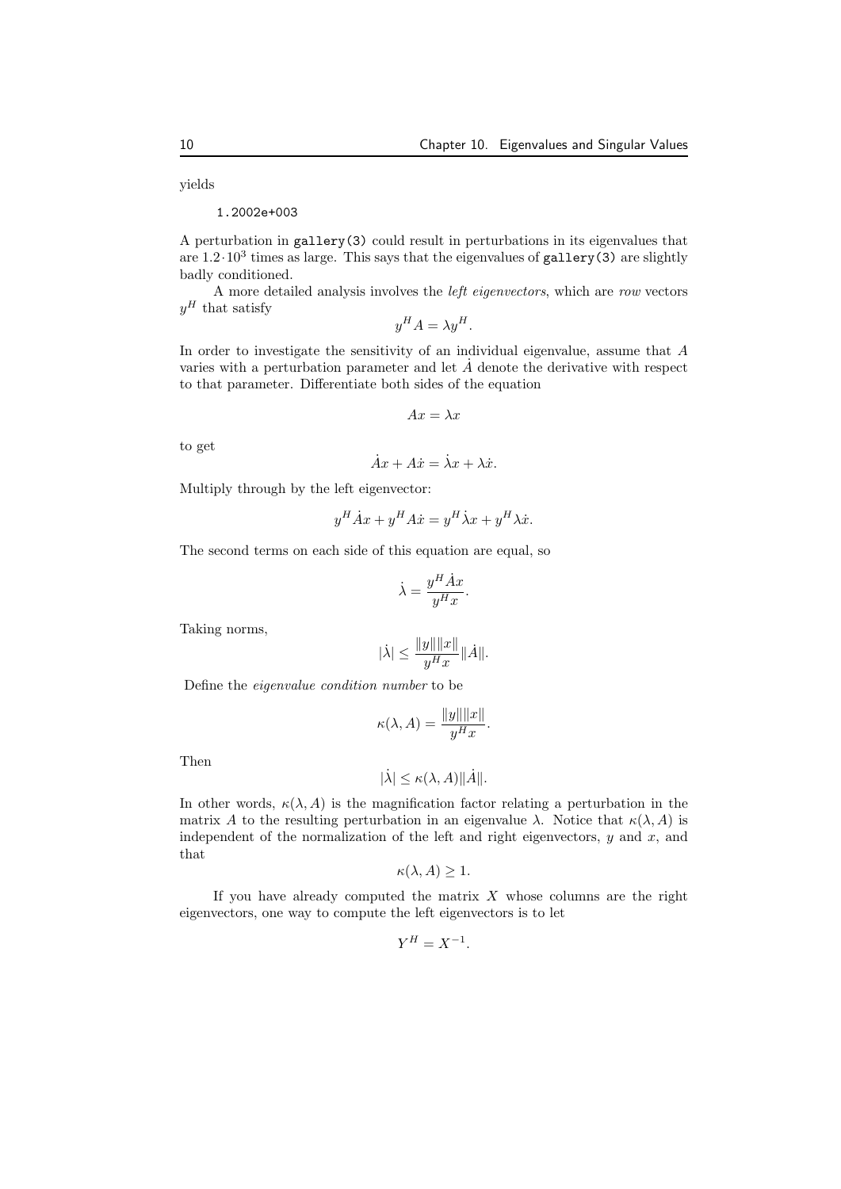yields

```
    1.2002e+003
```

A perturbation in `gallery(3)` could result in perturbations in its eigenvalues that are $1.2 \cdot 10^3$ times as large. This says that the eigenvalues of `gallery(3)` are slightly badly conditioned.

A more detailed analysis involves the *left eigenvectors*, which are *row* vectors $y^H$ that satisfy

$$y^H A = \lambda y^H.$$

In order to investigate the sensitivity of an individual eigenvalue, assume that $A$ varies with a perturbation parameter and let $\dot{A}$ denote the derivative with respect to that parameter. Differentiate both sides of the equation

$$Ax = \lambda x$$

to get

$$\dot{A}x + A\dot{x} = \dot{\lambda}x + \lambda\dot{x}.$$

Multiply through by the left eigenvector:

$$y^H \dot{A}x + y^H A\dot{x} = y^H \dot{\lambda}x + y^H \lambda\dot{x}.$$

The second terms on each side of this equation are equal, so

$$\dot{\lambda} = \frac{y^H \dot{A} x}{y^H x}.$$

Taking norms,

$$|\dot{\lambda}| \leq \frac{\|y\|\|x\|}{y^H x} \|\dot{A}\|.$$

Define the *eigenvalue condition number* to be

$$\kappa(\lambda, A) = \frac{\|y\|\|x\|}{y^H x}.$$

Then

$$|\dot{\lambda}| \leq \kappa(\lambda, A)\|\dot{A}\|.$$

In other words, $\kappa(\lambda, A)$ is the magnification factor relating a perturbation in the matrix $A$ to the resulting perturbation in an eigenvalue $\lambda$. Notice that $\kappa(\lambda, A)$ is independent of the normalization of the left and right eigenvectors, $y$ and $x$, and that

$$\kappa(\lambda, A) \geq 1.$$

If you have already computed the matrix $X$ whose columns are the right eigenvectors, one way to compute the left eigenvectors is to let

$$Y^H = X^{-1}.$$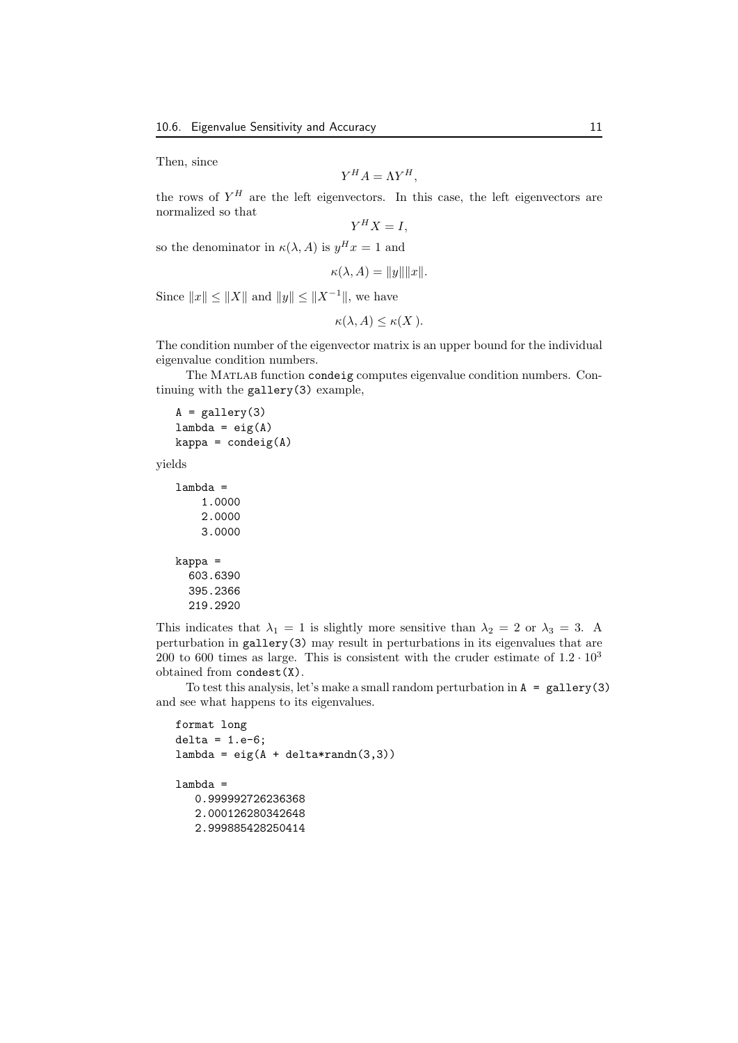Then, since

$$Y^H A = \Lambda Y^H,$$

the rows of $Y^H$ are the left eigenvectors. In this case, the left eigenvectors are normalized so that

$$Y^H X = I,$$

so the denominator in $\kappa(\lambda, A)$ is $y^H x = 1$ and

$$\kappa(\lambda, A) = \|y\| \|x\|.$$

Since $\|x\| \leq \|X\|$ and $\|y\| \leq \|X^{-1}\|$, we have

$$\kappa(\lambda, A) \leq \kappa(X).$$

The condition number of the eigenvector matrix is an upper bound for the individual eigenvalue condition numbers.

The MATLAB function `condeig` computes eigenvalue condition numbers. Continuing with the `gallery(3)` example,

```
A = gallery(3)
lambda = eig(A)
kappa = condeig(A)
```

yields

```
lambda =
    1.0000
    2.0000
    3.0000

kappa =
  603.6390
  395.2366
  219.2920
```

This indicates that $\lambda_1 = 1$ is slightly more sensitive than $\lambda_2 = 2$ or $\lambda_3 = 3$. A perturbation in `gallery(3)` may result in perturbations in its eigenvalues that are 200 to 600 times as large. This is consistent with the cruder estimate of $1.2 \cdot 10^3$ obtained from `condest(X)`.

To test this analysis, let's make a small random perturbation in `A = gallery(3)` and see what happens to its eigenvalues.

```
format long
delta = 1.e-6;
lambda = eig(A + delta*randn(3,3))

lambda =
   0.999992726236368
   2.000126280342648
   2.999885428250414
```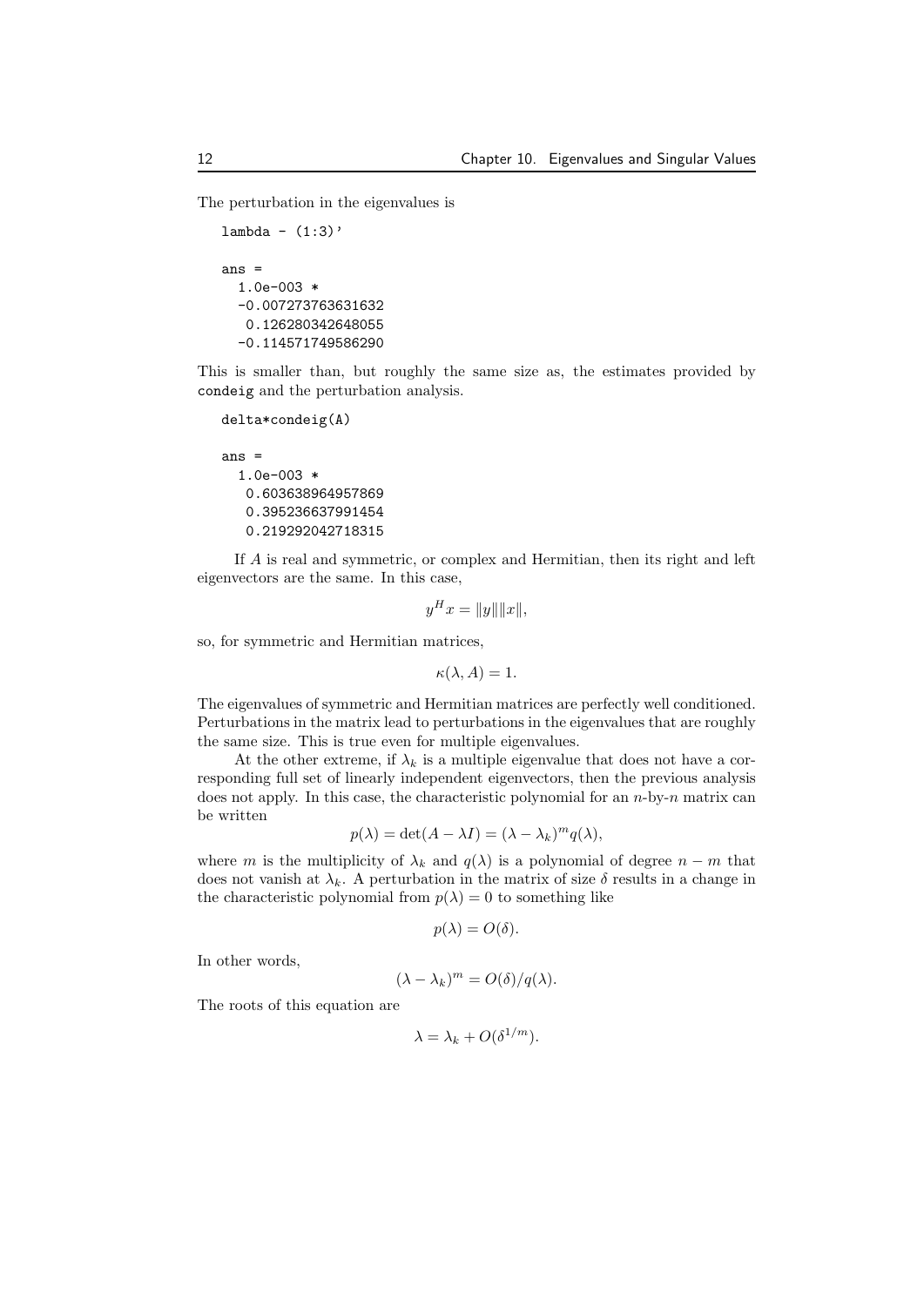The perturbation in the eigenvalues is

```
lambda - (1:3)'

ans =
  1.0e-003 *
  -0.007273763631632
   0.126280342648055
  -0.114571749586290
```

This is smaller than, but roughly the same size as, the estimates provided by condeig and the perturbation analysis.

```
delta*condeig(A)

ans =
  1.0e-003 *
   0.603638964957869
   0.395236637991454
   0.219292042718315
```

If $A$ is real and symmetric, or complex and Hermitian, then its right and left eigenvectors are the same. In this case,

$$y^H x = \|y\| \|x\|,$$

so, for symmetric and Hermitian matrices,

$$\kappa(\lambda, A) = 1.$$

The eigenvalues of symmetric and Hermitian matrices are perfectly well conditioned. Perturbations in the matrix lead to perturbations in the eigenvalues that are roughly the same size. This is true even for multiple eigenvalues.

At the other extreme, if $\lambda_k$ is a multiple eigenvalue that does not have a corresponding full set of linearly independent eigenvectors, then the previous analysis does not apply. In this case, the characteristic polynomial for an $n$-by-$n$ matrix can be written

$$p(\lambda) = \det(A - \lambda I) = (\lambda - \lambda_k)^m q(\lambda),$$

where $m$ is the multiplicity of $\lambda_k$ and $q(\lambda)$ is a polynomial of degree $n - m$ that does not vanish at $\lambda_k$. A perturbation in the matrix of size $\delta$ results in a change in the characteristic polynomial from $p(\lambda) = 0$ to something like

$$p(\lambda) = O(\delta).$$

In other words,

$$(\lambda - \lambda_k)^m = O(\delta)/q(\lambda).$$

The roots of this equation are

$$\lambda = \lambda_k + O(\delta^{1/m}).$$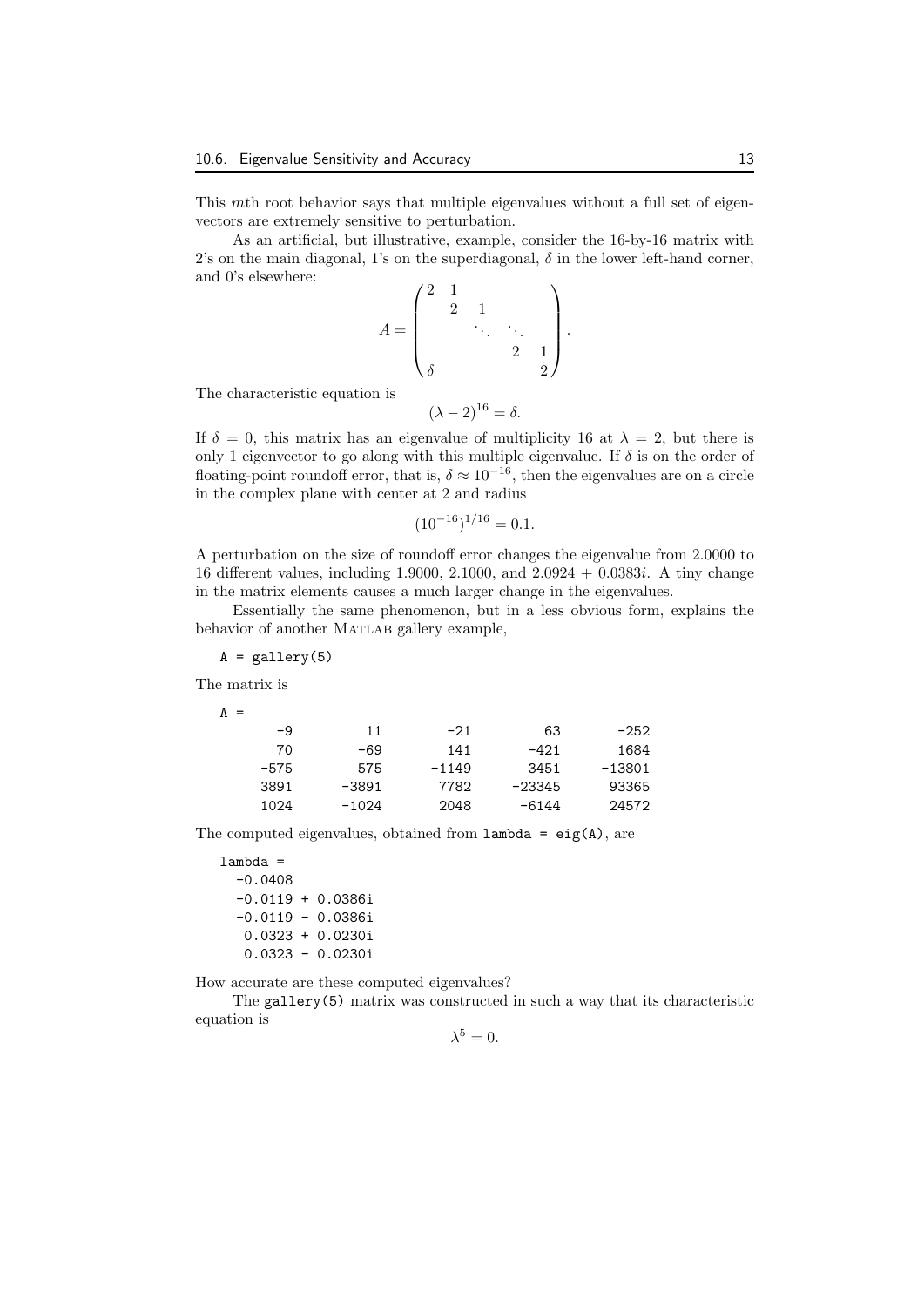This $m$th root behavior says that multiple eigenvalues without a full set of eigenvectors are extremely sensitive to perturbation.

As an artificial, but illustrative, example, consider the 16-by-16 matrix with 2's on the main diagonal, 1's on the superdiagonal, $\delta$ in the lower left-hand corner, and 0's elsewhere:

$$A = \begin{pmatrix} 2 & 1 & & & \\ & 2 & 1 & & \\ & & \ddots & \ddots & \\ & & & 2 & 1 \\ \delta & & & & 2 \end{pmatrix}.$$

The characteristic equation is

$$(\lambda - 2)^{16} = \delta.$$

If $\delta = 0$, this matrix has an eigenvalue of multiplicity 16 at $\lambda = 2$, but there is only 1 eigenvector to go along with this multiple eigenvalue. If $\delta$ is on the order of floating-point roundoff error, that is, $\delta \approx 10^{-16}$, then the eigenvalues are on a circle in the complex plane with center at 2 and radius

$$(10^{-16})^{1/16} = 0.1.$$

A perturbation on the size of roundoff error changes the eigenvalue from 2.0000 to 16 different values, including 1.9000, 2.1000, and $2.0924 + 0.0383i$. A tiny change in the matrix elements causes a much larger change in the eigenvalues.

Essentially the same phenomenon, but in a less obvious form, explains the behavior of another MATLAB gallery example,

```
A = gallery(5)
```

The matrix is

```
A =
       -9        11       -21        63      -252
       70       -69       141      -421      1684
     -575       575     -1149      3451    -13801
     3891     -3891      7782    -23345     93365
     1024     -1024      2048     -6144     24572
```

The computed eigenvalues, obtained from `lambda = eig(A)`, are

```
lambda =
  -0.0408
  -0.0119 + 0.0386i
  -0.0119 - 0.0386i
   0.0323 + 0.0230i
   0.0323 - 0.0230i
```

How accurate are these computed eigenvalues?

The `gallery(5)` matrix was constructed in such a way that its characteristic equation is

$$\lambda^5 = 0.$$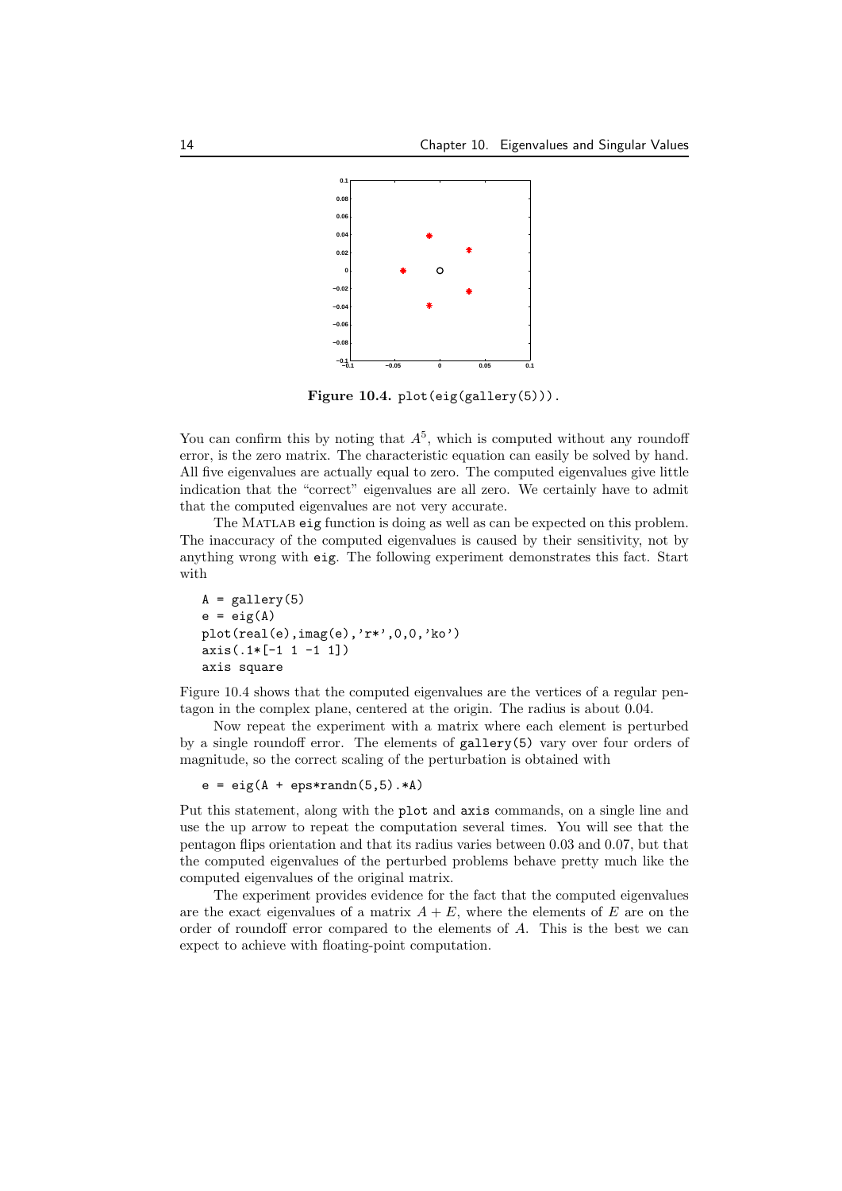**Figure 10.4.** `plot(eig(gallery(5)))`.

You can confirm this by noting that $A^5$, which is computed without any roundoff error, is the zero matrix. The characteristic equation can easily be solved by hand. All five eigenvalues are actually equal to zero. The computed eigenvalues give little indication that the "correct" eigenvalues are all zero. We certainly have to admit that the computed eigenvalues are not very accurate.

The MATLAB `eig` function is doing as well as can be expected on this problem. The inaccuracy of the computed eigenvalues is caused by their sensitivity, not by anything wrong with `eig`. The following experiment demonstrates this fact. Start with

```
A = gallery(5)
e = eig(A)
plot(real(e),imag(e),'r*',0,0,'ko')
axis(.1*[-1 1 -1 1])
axis square
```

Figure 10.4 shows that the computed eigenvalues are the vertices of a regular pentagon in the complex plane, centered at the origin. The radius is about 0.04.

Now repeat the experiment with a matrix where each element is perturbed by a single roundoff error. The elements of `gallery(5)` vary over four orders of magnitude, so the correct scaling of the perturbation is obtained with

```
e = eig(A + eps*randn(5,5).*A)
```

Put this statement, along with the `plot` and `axis` commands, on a single line and use the up arrow to repeat the computation several times. You will see that the pentagon flips orientation and that its radius varies between 0.03 and 0.07, but that the computed eigenvalues of the perturbed problems behave pretty much like the computed eigenvalues of the original matrix.

The experiment provides evidence for the fact that the computed eigenvalues are the exact eigenvalues of a matrix $A + E$, where the elements of $E$ are on the order of roundoff error compared to the elements of $A$. This is the best we can expect to achieve with floating-point computation.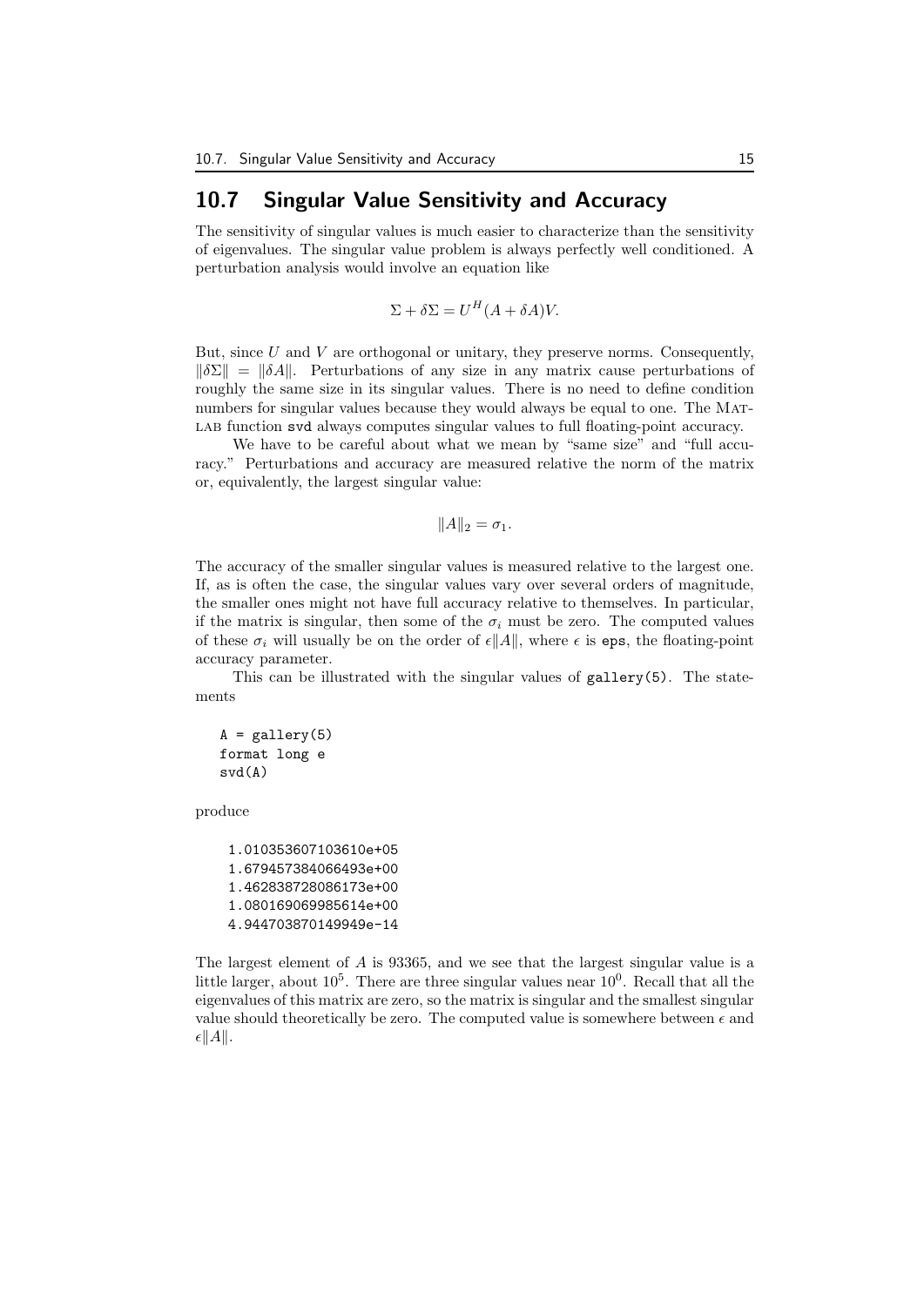## 10.7 Singular Value Sensitivity and Accuracy

The sensitivity of singular values is much easier to characterize than the sensitivity of eigenvalues. The singular value problem is always perfectly well conditioned. A perturbation analysis would involve an equation like

$$\Sigma + \delta\Sigma = U^H(A + \delta A)V.$$

But, since $U$ and $V$ are orthogonal or unitary, they preserve norms. Consequently, $\|\delta\Sigma\| = \|\delta A\|$. Perturbations of any size in any matrix cause perturbations of roughly the same size in its singular values. There is no need to define condition numbers for singular values because they would always be equal to one. The MATLAB function `svd` always computes singular values to full floating-point accuracy.

We have to be careful about what we mean by "same size" and "full accuracy." Perturbations and accuracy are measured relative the norm of the matrix or, equivalently, the largest singular value:

$$\|A\|_2 = \sigma_1.$$

The accuracy of the smaller singular values is measured relative to the largest one. If, as is often the case, the singular values vary over several orders of magnitude, the smaller ones might not have full accuracy relative to themselves. In particular, if the matrix is singular, then some of the $\sigma_i$ must be zero. The computed values of these $\sigma_i$ will usually be on the order of $\epsilon\|A\|$, where $\epsilon$ is `eps`, the floating-point accuracy parameter.

This can be illustrated with the singular values of `gallery(5)`. The statements

```
A = gallery(5)
format long e
svd(A)
```

produce

```
1.010353607103610e+05
1.679457384066493e+00
1.462838728086173e+00
1.080169069985614e+00
4.944703870149949e-14
```

The largest element of $A$ is 93365, and we see that the largest singular value is a little larger, about $10^5$. There are three singular values near $10^0$. Recall that all the eigenvalues of this matrix are zero, so the matrix is singular and the smallest singular value should theoretically be zero. The computed value is somewhere between $\epsilon$ and $\epsilon\|A\|$.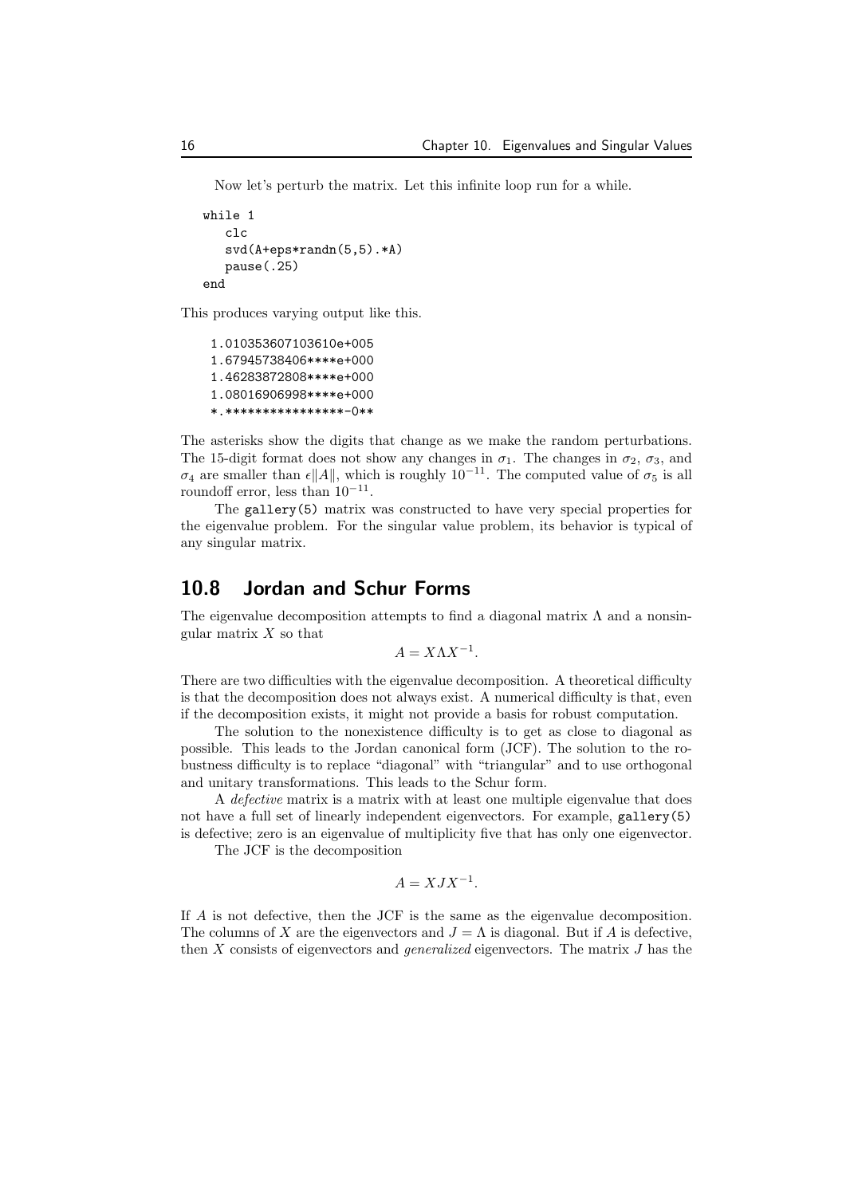Now let's perturb the matrix. Let this infinite loop run for a while.

```
while 1
   clc
   svd(A+eps*randn(5,5).*A)
   pause(.25)
end
```

This produces varying output like this.

```
1.010353607103610e+005
1.67945738406****e+000
1.46283872808****e+000
1.08016906998****e+000
*.****************-0**
```

The asterisks show the digits that change as we make the random perturbations. The 15-digit format does not show any changes in $\sigma_1$. The changes in $\sigma_2$, $\sigma_3$, and $\sigma_4$ are smaller than $\epsilon \|A\|$, which is roughly $10^{-11}$. The computed value of $\sigma_5$ is all roundoff error, less than $10^{-11}$.

The `gallery(5)` matrix was constructed to have very special properties for the eigenvalue problem. For the singular value problem, its behavior is typical of any singular matrix.

## 10.8 Jordan and Schur Forms

The eigenvalue decomposition attempts to find a diagonal matrix $\Lambda$ and a nonsingular matrix $X$ so that

$$A = X \Lambda X^{-1}.$$

There are two difficulties with the eigenvalue decomposition. A theoretical difficulty is that the decomposition does not always exist. A numerical difficulty is that, even if the decomposition exists, it might not provide a basis for robust computation.

The solution to the nonexistence difficulty is to get as close to diagonal as possible. This leads to the Jordan canonical form (JCF). The solution to the robustness difficulty is to replace "diagonal" with "triangular" and to use orthogonal and unitary transformations. This leads to the Schur form.

A *defective* matrix is a matrix with at least one multiple eigenvalue that does not have a full set of linearly independent eigenvectors. For example, `gallery(5)` is defective; zero is an eigenvalue of multiplicity five that has only one eigenvector.

The JCF is the decomposition

$$A = XJX^{-1}.$$

If $A$ is not defective, then the JCF is the same as the eigenvalue decomposition. The columns of $X$ are the eigenvectors and $J = \Lambda$ is diagonal. But if $A$ is defective, then $X$ consists of eigenvectors and *generalized* eigenvectors. The matrix $J$ has the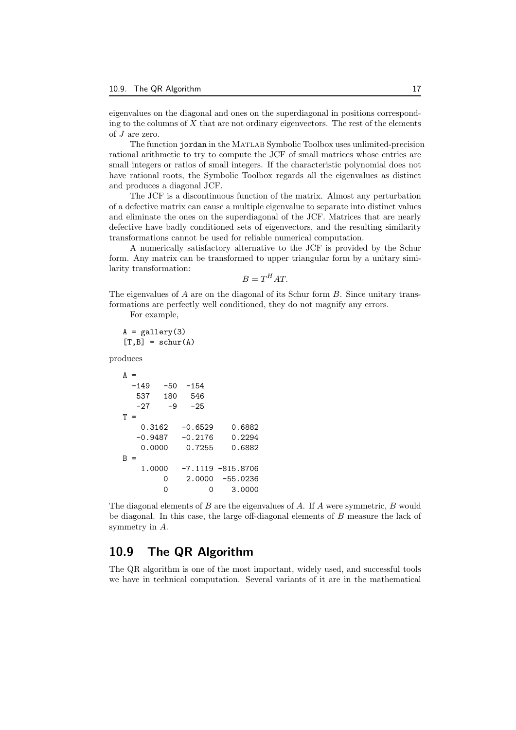eigenvalues on the diagonal and ones on the superdiagonal in positions corresponding to the columns of $X$ that are not ordinary eigenvectors. The rest of the elements of $J$ are zero.

The function `jordan` in the MATLAB Symbolic Toolbox uses unlimited-precision rational arithmetic to try to compute the JCF of small matrices whose entries are small integers or ratios of small integers. If the characteristic polynomial does not have rational roots, the Symbolic Toolbox regards all the eigenvalues as distinct and produces a diagonal JCF.

The JCF is a discontinuous function of the matrix. Almost any perturbation of a defective matrix can cause a multiple eigenvalue to separate into distinct values and eliminate the ones on the superdiagonal of the JCF. Matrices that are nearly defective have badly conditioned sets of eigenvectors, and the resulting similarity transformations cannot be used for reliable numerical computation.

A numerically satisfactory alternative to the JCF is provided by the Schur form. Any matrix can be transformed to upper triangular form by a unitary similarity transformation:

$$B = T^H A T.$$

The eigenvalues of $A$ are on the diagonal of its Schur form $B$. Since unitary transformations are perfectly well conditioned, they do not magnify any errors.

For example,

```
A = gallery(3)
[T,B] = schur(A)
```

produces

```
A =
  -149   -50  -154
   537   180   546
   -27    -9   -25
T =
    0.3162   -0.6529    0.6882
   -0.9487   -0.2176    0.2294
    0.0000    0.7255    0.6882
B =
    1.0000   -7.1119 -815.8706
         0    2.0000  -55.0236
         0         0    3.0000
```

The diagonal elements of $B$ are the eigenvalues of $A$. If $A$ were symmetric, $B$ would be diagonal. In this case, the large off-diagonal elements of $B$ measure the lack of symmetry in $A$.

## 10.9 The QR Algorithm

The QR algorithm is one of the most important, widely used, and successful tools we have in technical computation. Several variants of it are in the mathematical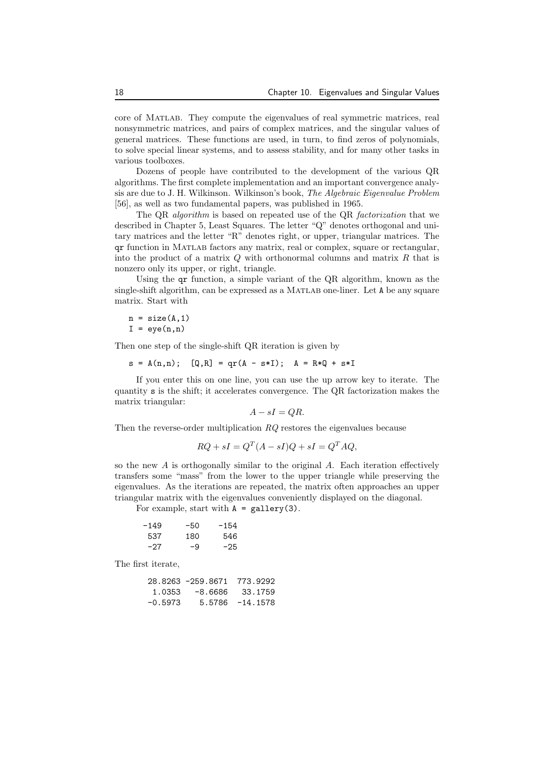core of MATLAB. They compute the eigenvalues of real symmetric matrices, real nonsymmetric matrices, and pairs of complex matrices, and the singular values of general matrices. These functions are used, in turn, to find zeros of polynomials, to solve special linear systems, and to assess stability, and for many other tasks in various toolboxes.

Dozens of people have contributed to the development of the various QR algorithms. The first complete implementation and an important convergence analysis are due to J. H. Wilkinson. Wilkinson's book, *The Algebraic Eigenvalue Problem* [56], as well as two fundamental papers, was published in 1965.

The QR *algorithm* is based on repeated use of the QR *factorization* that we described in Chapter 5, Least Squares. The letter "Q" denotes orthogonal and unitary matrices and the letter "R" denotes right, or upper, triangular matrices. The `qr` function in MATLAB factors any matrix, real or complex, square or rectangular, into the product of a matrix $Q$ with orthonormal columns and matrix $R$ that is nonzero only its upper, or right, triangle.

Using the `qr` function, a simple variant of the QR algorithm, known as the single-shift algorithm, can be expressed as a MATLAB one-liner. Let `A` be any square matrix. Start with

```
n = size(A,1)
I = eye(n,n)
```

Then one step of the single-shift QR iteration is given by

```
s = A(n,n);  [Q,R] = qr(A - s*I);  A = R*Q + s*I
```

If you enter this on one line, you can use the up arrow key to iterate. The quantity `s` is the shift; it accelerates convergence. The QR factorization makes the matrix triangular:

$$A - sI = QR.$$

Then the reverse-order multiplication $RQ$ restores the eigenvalues because

$$RQ + sI = Q^T(A - sI)Q + sI = Q^TAQ,$$

so the new $A$ is orthogonally similar to the original $A$. Each iteration effectively transfers some "mass" from the lower to the upper triangle while preserving the eigenvalues. As the iterations are repeated, the matrix often approaches an upper triangular matrix with the eigenvalues conveniently displayed on the diagonal.

For example, start with `A = gallery(3)`.

```
  -149     -50    -154
   537     180     546
   -27      -9     -25
```

The first iterate,

```
   28.8263 -259.8671  773.9292
    1.0353   -8.6686   33.1759
   -0.5973    5.5786  -14.1578
```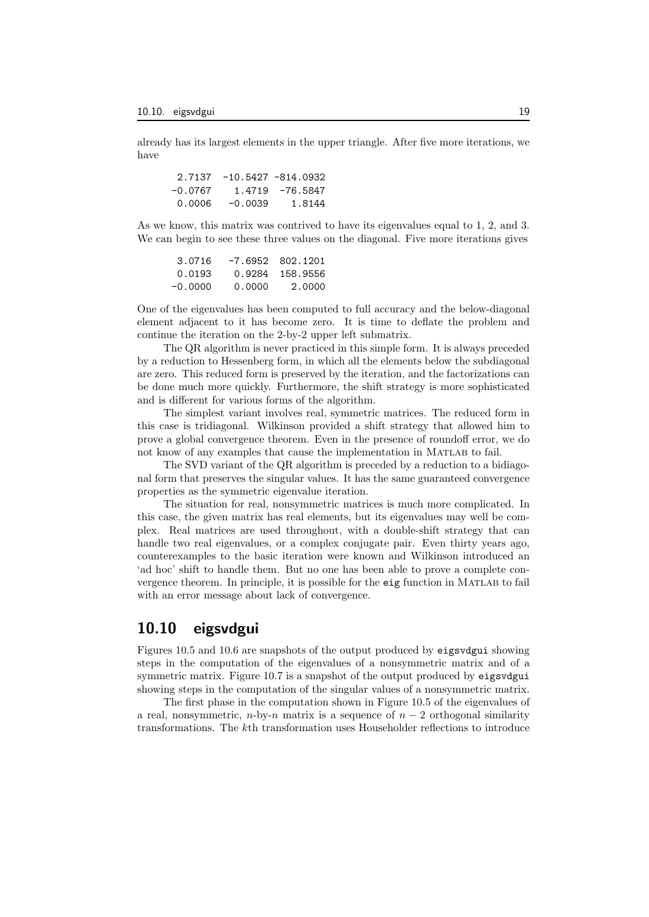already has its largest elements in the upper triangle. After five more iterations, we have

```
  2.7137  -10.5427 -814.0932
 -0.0767    1.4719  -76.5847
  0.0006   -0.0039    1.8144
```

As we know, this matrix was contrived to have its eigenvalues equal to 1, 2, and 3. We can begin to see these three values on the diagonal. Five more iterations gives

```
  3.0716   -7.6952  802.1201
  0.0193    0.9284  158.9556
 -0.0000    0.0000    2.0000
```

One of the eigenvalues has been computed to full accuracy and the below-diagonal element adjacent to it has become zero. It is time to deflate the problem and continue the iteration on the 2-by-2 upper left submatrix.

The QR algorithm is never practiced in this simple form. It is always preceded by a reduction to Hessenberg form, in which all the elements below the subdiagonal are zero. This reduced form is preserved by the iteration, and the factorizations can be done much more quickly. Furthermore, the shift strategy is more sophisticated and is different for various forms of the algorithm.

The simplest variant involves real, symmetric matrices. The reduced form in this case is tridiagonal. Wilkinson provided a shift strategy that allowed him to prove a global convergence theorem. Even in the presence of roundoff error, we do not know of any examples that cause the implementation in MATLAB to fail.

The SVD variant of the QR algorithm is preceded by a reduction to a bidiagonal form that preserves the singular values. It has the same guaranteed convergence properties as the symmetric eigenvalue iteration.

The situation for real, nonsymmetric matrices is much more complicated. In this case, the given matrix has real elements, but its eigenvalues may well be complex. Real matrices are used throughout, with a double-shift strategy that can handle two real eigenvalues, or a complex conjugate pair. Even thirty years ago, counterexamples to the basic iteration were known and Wilkinson introduced an 'ad hoc' shift to handle them. But no one has been able to prove a complete convergence theorem. In principle, it is possible for the `eig` function in MATLAB to fail with an error message about lack of convergence.

## 10.10 eigsvdgui

Figures 10.5 and 10.6 are snapshots of the output produced by `eigsvdgui` showing steps in the computation of the eigenvalues of a nonsymmetric matrix and of a symmetric matrix. Figure 10.7 is a snapshot of the output produced by `eigsvdgui` showing steps in the computation of the singular values of a nonsymmetric matrix.

The first phase in the computation shown in Figure 10.5 of the eigenvalues of a real, nonsymmetric, $n$-by-$n$ matrix is a sequence of $n-2$ orthogonal similarity transformations. The $k$th transformation uses Householder reflections to introduce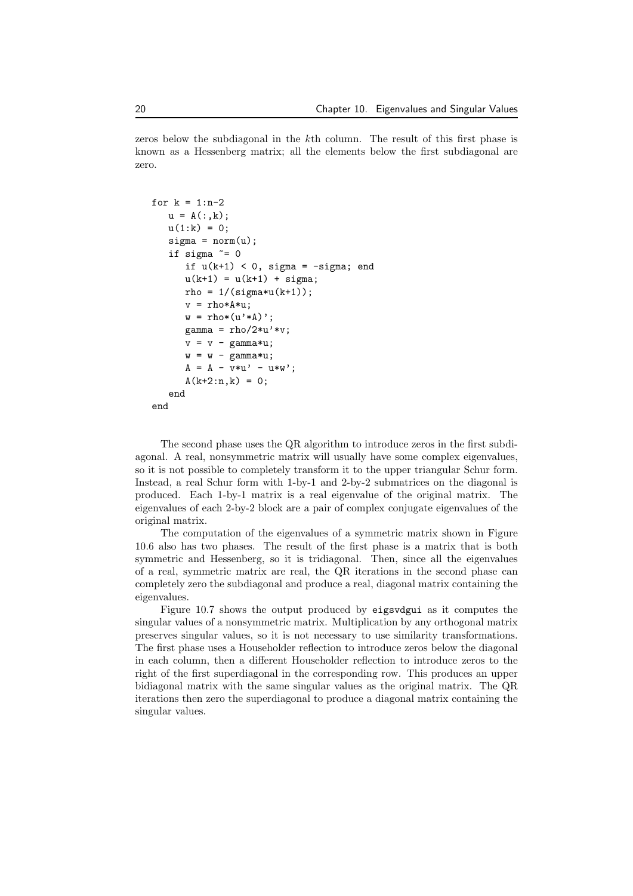zeros below the subdiagonal in the $k$th column. The result of this first phase is known as a Hessenberg matrix; all the elements below the first subdiagonal are zero.

```
for k = 1:n-2
   u = A(:,k);
   u(1:k) = 0;
   sigma = norm(u);
   if sigma ~= 0
      if u(k+1) < 0, sigma = -sigma; end
      u(k+1) = u(k+1) + sigma;
      rho = 1/(sigma*u(k+1));
      v = rho*A*u;
      w = rho*(u'*A)';
      gamma = rho/2*u'*v;
      v = v - gamma*u;
      w = w - gamma*u;
      A = A - v*u' - u*w';
      A(k+2:n,k) = 0;
   end
end
```

The second phase uses the QR algorithm to introduce zeros in the first subdiagonal. A real, nonsymmetric matrix will usually have some complex eigenvalues, so it is not possible to completely transform it to the upper triangular Schur form. Instead, a real Schur form with 1-by-1 and 2-by-2 submatrices on the diagonal is produced. Each 1-by-1 matrix is a real eigenvalue of the original matrix. The eigenvalues of each 2-by-2 block are a pair of complex conjugate eigenvalues of the original matrix.

The computation of the eigenvalues of a symmetric matrix shown in Figure 10.6 also has two phases. The result of the first phase is a matrix that is both symmetric and Hessenberg, so it is tridiagonal. Then, since all the eigenvalues of a real, symmetric matrix are real, the QR iterations in the second phase can completely zero the subdiagonal and produce a real, diagonal matrix containing the eigenvalues.

Figure 10.7 shows the output produced by `eigsvdgui` as it computes the singular values of a nonsymmetric matrix. Multiplication by any orthogonal matrix preserves singular values, so it is not necessary to use similarity transformations. The first phase uses a Householder reflection to introduce zeros below the diagonal in each column, then a different Householder reflection to introduce zeros to the right of the first superdiagonal in the corresponding row. This produces an upper bidiagonal matrix with the same singular values as the original matrix. The QR iterations then zero the superdiagonal to produce a diagonal matrix containing the singular values.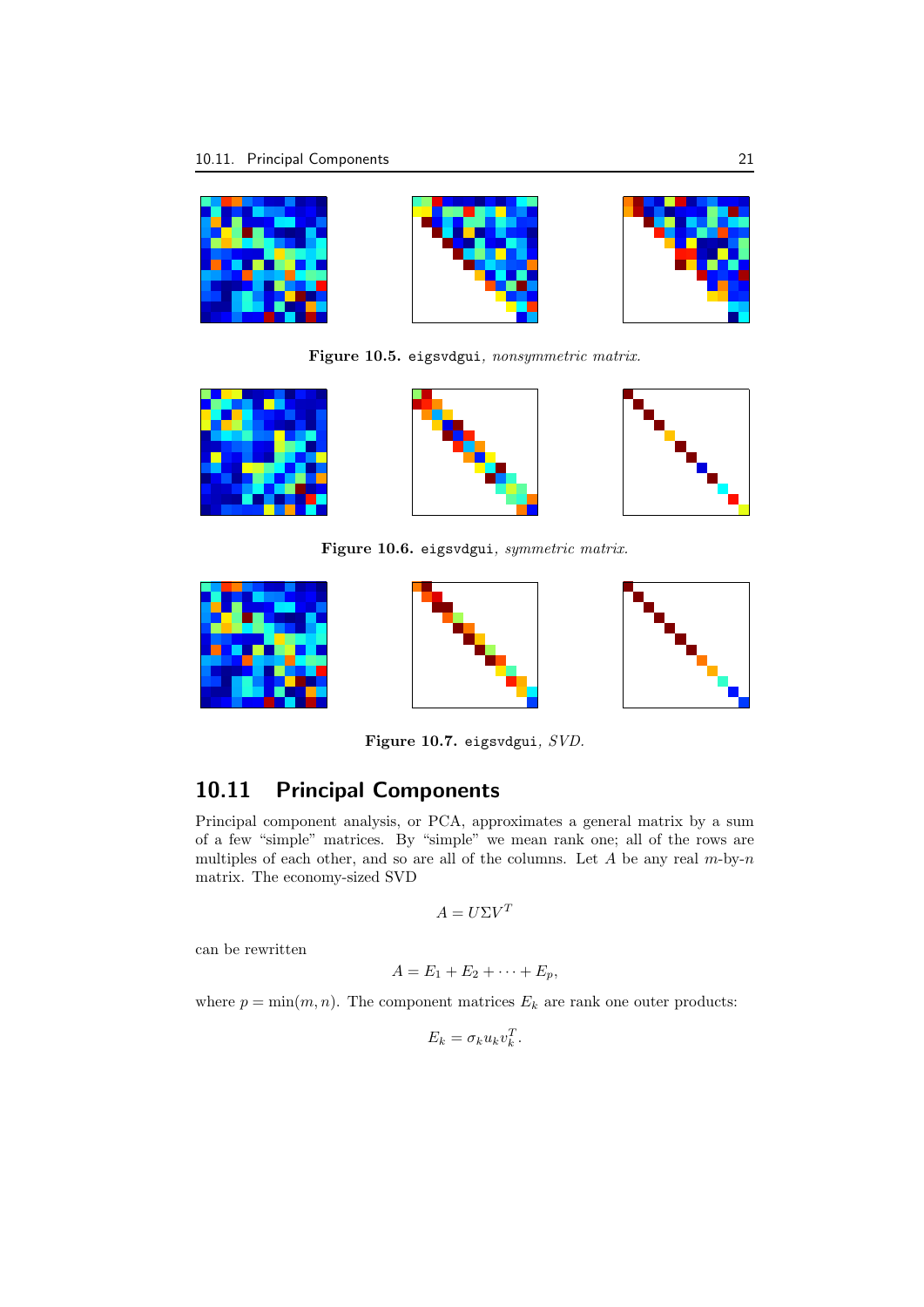**Figure 10.5.** `eigsvdgui`, *nonsymmetric matrix.*

**Figure 10.6.** `eigsvdgui`, *symmetric matrix.*

**Figure 10.7.** `eigsvdgui`, *SVD.*

## 10.11 Principal Components

Principal component analysis, or PCA, approximates a general matrix by a sum of a few "simple" matrices. By "simple" we mean rank one; all of the rows are multiples of each other, and so are all of the columns. Let $A$ be any real $m$-by-$n$ matrix. The economy-sized SVD

$$A = U\Sigma V^T$$

can be rewritten

$$A = E_1 + E_2 + \cdots + E_p,$$

where $p = \min(m, n)$. The component matrices $E_k$ are rank one outer products:

$$E_k = \sigma_k u_k v_k^T.$$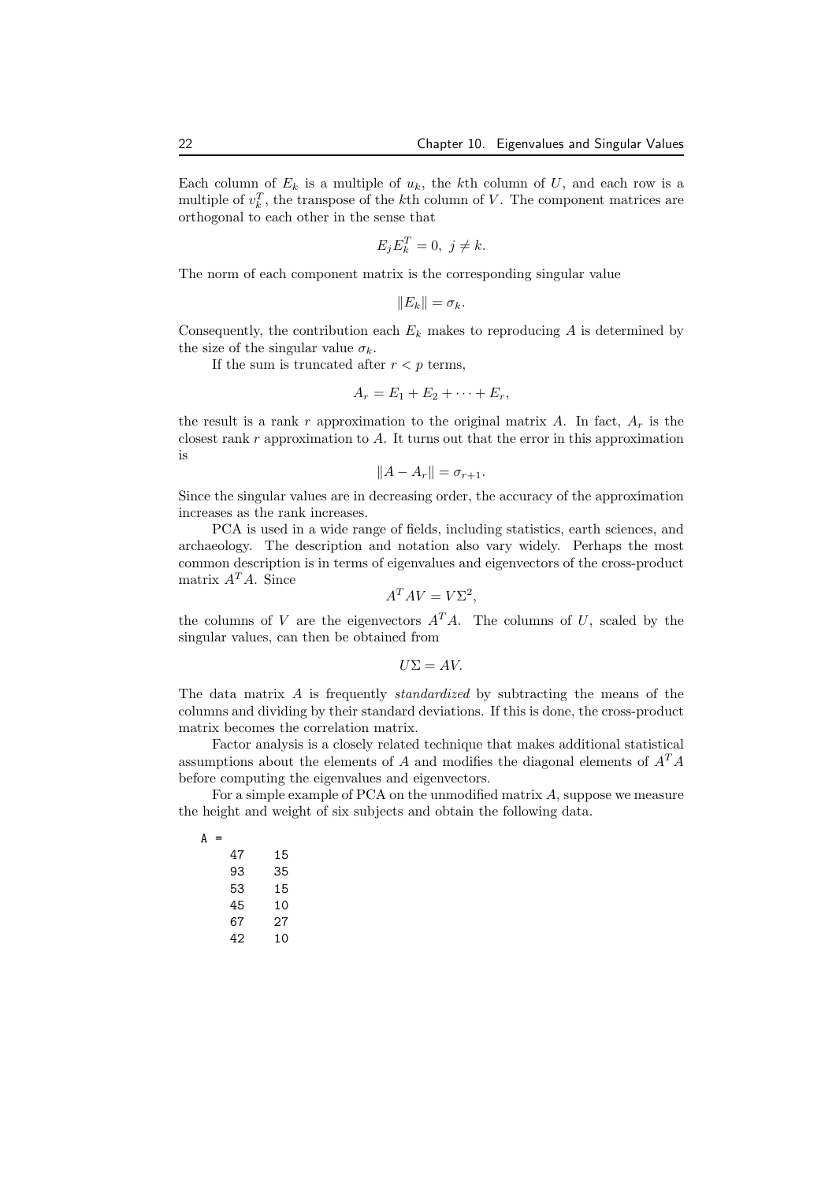Each column of $E_k$ is a multiple of $u_k$, the $k$th column of $U$, and each row is a multiple of $v_k^T$, the transpose of the $k$th column of $V$. The component matrices are orthogonal to each other in the sense that

$$E_j E_k^T = 0, \; j \neq k.$$

The norm of each component matrix is the corresponding singular value

$$\|E_k\| = \sigma_k.$$

Consequently, the contribution each $E_k$ makes to reproducing $A$ is determined by the size of the singular value $\sigma_k$.

If the sum is truncated after $r < p$ terms,

$$A_r = E_1 + E_2 + \cdots + E_r,$$

the result is a rank $r$ approximation to the original matrix $A$. In fact, $A_r$ is the closest rank $r$ approximation to $A$. It turns out that the error in this approximation is

$$\|A - A_r\| = \sigma_{r+1}.$$

Since the singular values are in decreasing order, the accuracy of the approximation increases as the rank increases.

PCA is used in a wide range of fields, including statistics, earth sciences, and archaeology. The description and notation also vary widely. Perhaps the most common description is in terms of eigenvalues and eigenvectors of the cross-product matrix $A^T A$. Since

$$A^T A V = V \Sigma^2,$$

the columns of $V$ are the eigenvectors $A^T A$. The columns of $U$, scaled by the singular values, can then be obtained from

$$U\Sigma = AV.$$

The data matrix $A$ is frequently *standardized* by subtracting the means of the columns and dividing by their standard deviations. If this is done, the cross-product matrix becomes the correlation matrix.

Factor analysis is a closely related technique that makes additional statistical assumptions about the elements of $A$ and modifies the diagonal elements of $A^T A$ before computing the eigenvalues and eigenvectors.

For a simple example of PCA on the unmodified matrix $A$, suppose we measure the height and weight of six subjects and obtain the following data.

```
A =
    47    15
    93    35
    53    15
    45    10
    67    27
    42    10
```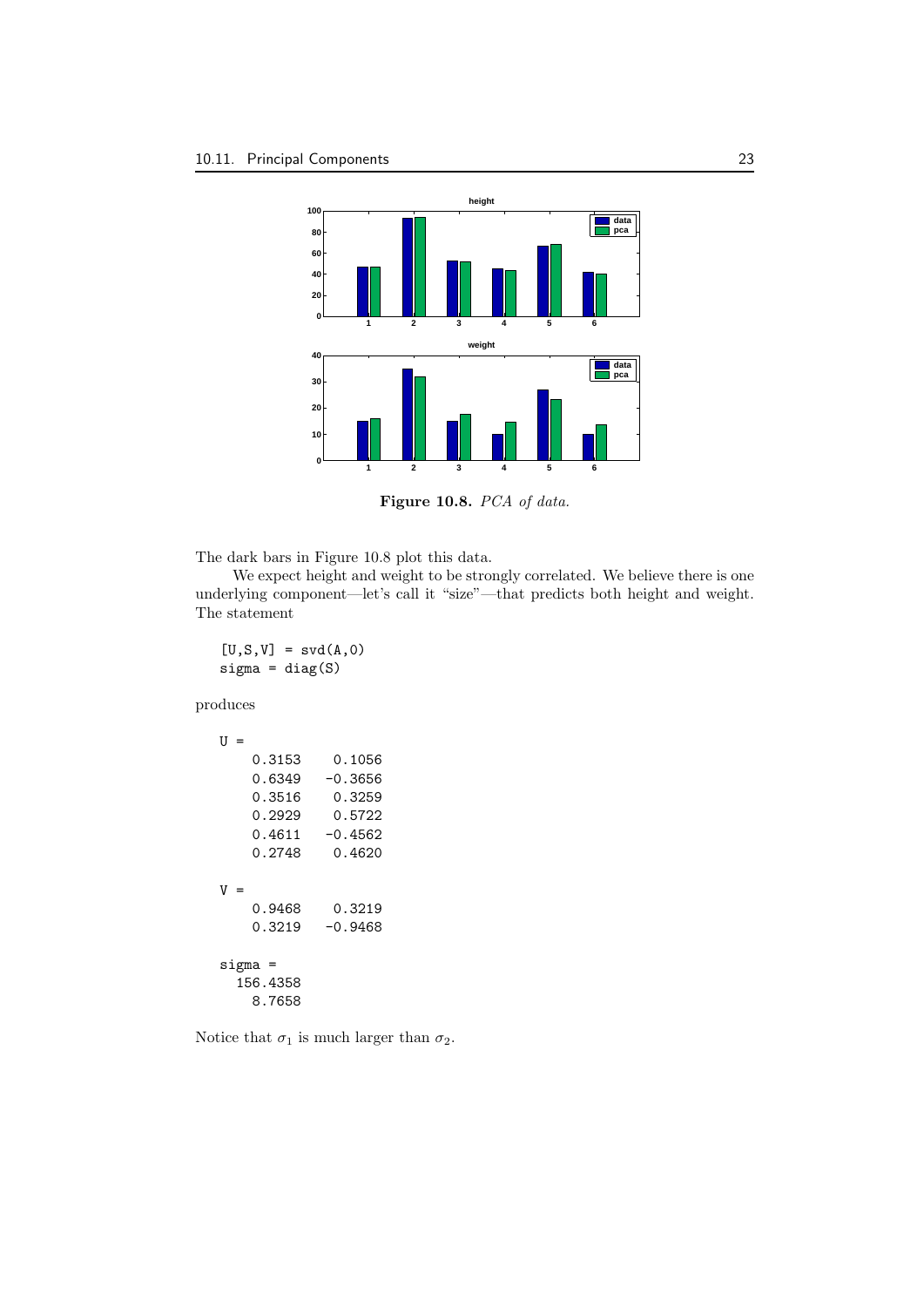**Figure 10.8.** *PCA of data.*

The dark bars in Figure 10.8 plot this data.

We expect height and weight to be strongly correlated. We believe there is one underlying component—let's call it "size"—that predicts both height and weight. The statement

```
[U,S,V] = svd(A,0)
sigma = diag(S)
```

produces

```
U =
    0.3153    0.1056
    0.6349   -0.3656
    0.3516    0.3259
    0.2929    0.5722
    0.4611   -0.4562
    0.2748    0.4620

V =
    0.9468    0.3219
    0.3219   -0.9468

sigma =
  156.4358
    8.7658
```

Notice that $\sigma_1$ is much larger than $\sigma_2$.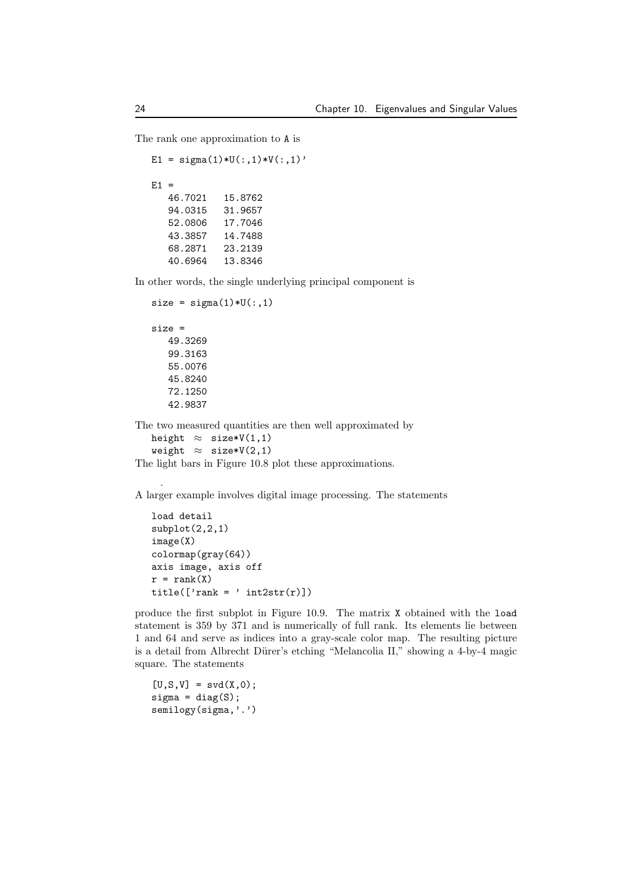The rank one approximation to A is

```
E1 = sigma(1)*U(:,1)*V(:,1)'

E1 =
   46.7021   15.8762
   94.0315   31.9657
   52.0806   17.7046
   43.3857   14.7488
   68.2871   23.2139
   40.6964   13.8346
```

In other words, the single underlying principal component is

```
size = sigma(1)*U(:,1)

size =
   49.3269
   99.3163
   55.0076
   45.8240
   72.1250
   42.9837
```

The two measured quantities are then well approximated by

```
height  ≈  size*V(1,1)
weight  ≈  size*V(2,1)
```

The light bars in Figure 10.8 plot these approximations.

.

A larger example involves digital image processing. The statements

```
load detail
subplot(2,2,1)
image(X)
colormap(gray(64))
axis image, axis off
r = rank(X)
title(['rank = ' int2str(r)])
```

produce the first subplot in Figure 10.9. The matrix X obtained with the load statement is 359 by 371 and is numerically of full rank. Its elements lie between 1 and 64 and serve as indices into a gray-scale color map. The resulting picture is a detail from Albrecht Dürer's etching "Melancolia II," showing a 4-by-4 magic square. The statements

```
[U,S,V] = svd(X,0);
sigma = diag(S);
semilogy(sigma,'.')
```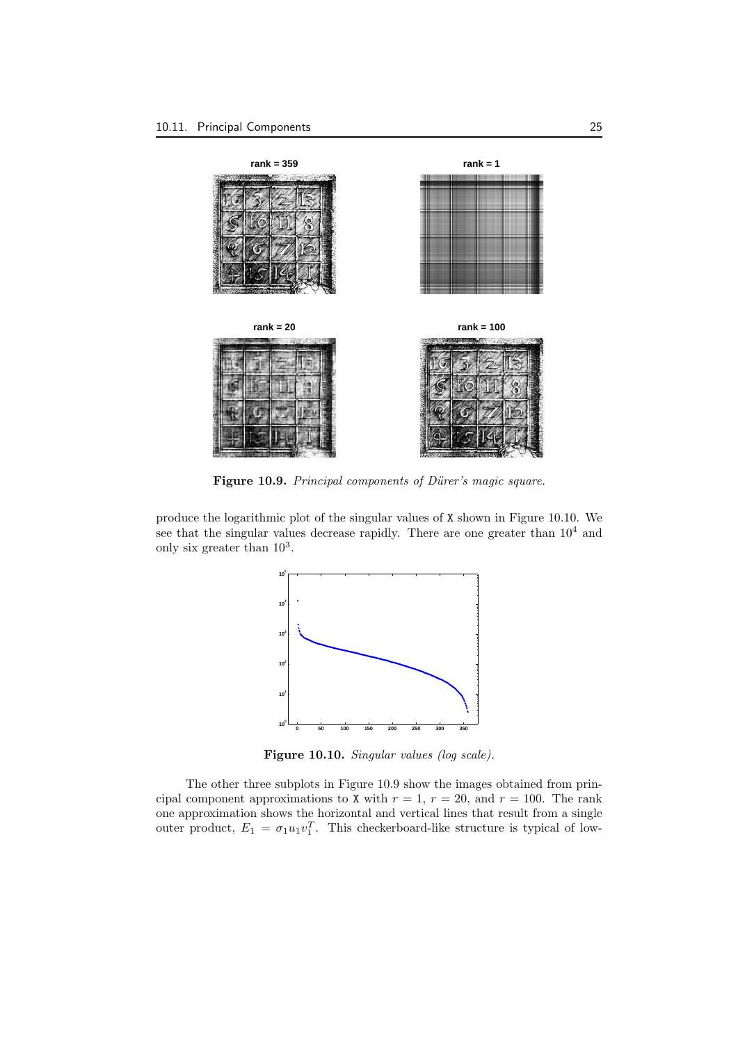Figure 10.9. *Principal components of Dürer's magic square.*

produce the logarithmic plot of the singular values of `X` shown in Figure 10.10. We see that the singular values decrease rapidly. There are one greater than $10^4$ and only six greater than $10^3$.

Figure 10.10. *Singular values (log scale).*

The other three subplots in Figure 10.9 show the images obtained from principal component approximations to `X` with $r = 1$, $r = 20$, and $r = 100$. The rank one approximation shows the horizontal and vertical lines that result from a single outer product, $E_1 = \sigma_1 u_1 v_1^T$. This checkerboard-like structure is typical of low-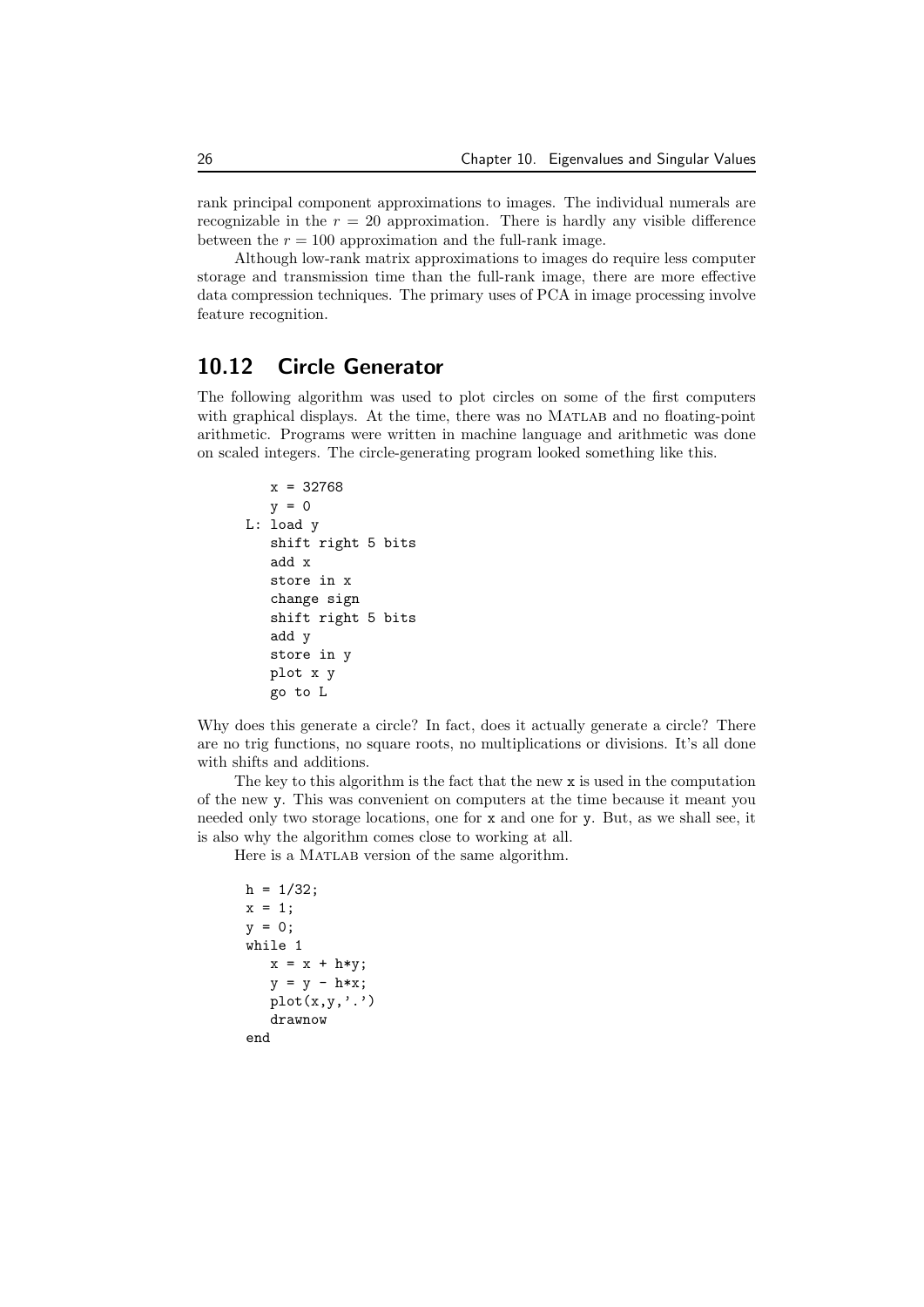rank principal component approximations to images. The individual numerals are recognizable in the $r = 20$ approximation. There is hardly any visible difference between the $r = 100$ approximation and the full-rank image.

Although low-rank matrix approximations to images do require less computer storage and transmission time than the full-rank image, there are more effective data compression techniques. The primary uses of PCA in image processing involve feature recognition.

## 10.12 Circle Generator

The following algorithm was used to plot circles on some of the first computers with graphical displays. At the time, there was no MATLAB and no floating-point arithmetic. Programs were written in machine language and arithmetic was done on scaled integers. The circle-generating program looked something like this.

```
   x = 32768
   y = 0
L: load y
   shift right 5 bits
   add x
   store in x
   change sign
   shift right 5 bits
   add y
   store in y
   plot x y
   go to L
```

Why does this generate a circle? In fact, does it actually generate a circle? There are no trig functions, no square roots, no multiplications or divisions. It's all done with shifts and additions.

The key to this algorithm is the fact that the new `x` is used in the computation of the new `y`. This was convenient on computers at the time because it meant you needed only two storage locations, one for `x` and one for `y`. But, as we shall see, it is also why the algorithm comes close to working at all.

Here is a MATLAB version of the same algorithm.

```
h = 1/32;
x = 1;
y = 0;
while 1
   x = x + h*y;
   y = y - h*x;
   plot(x,y,'.')
   drawnow
end
```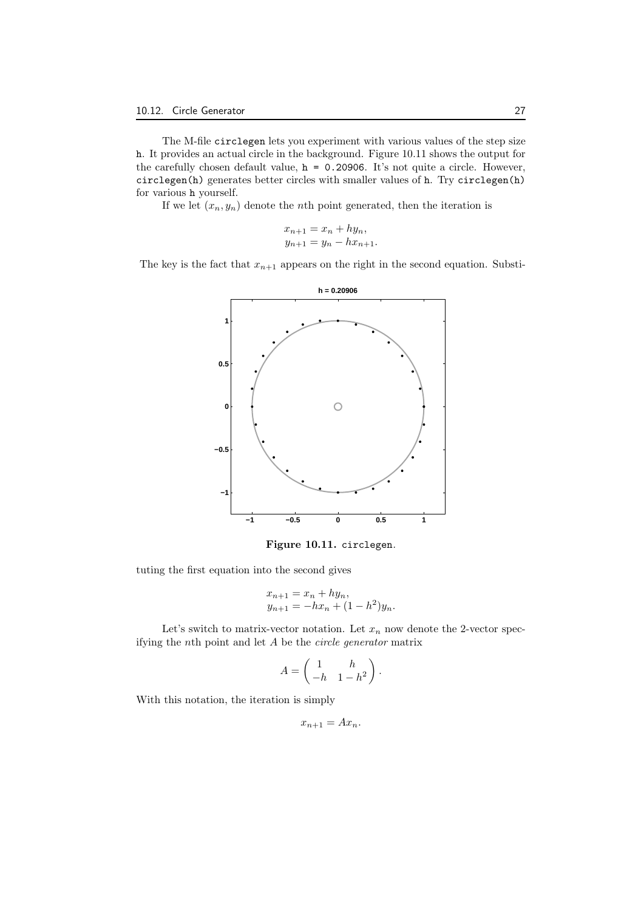The M-file `circlegen` lets you experiment with various values of the step size `h`. It provides an actual circle in the background. Figure 10.11 shows the output for the carefully chosen default value, `h = 0.20906`. It's not quite a circle. However, `circlegen(h)` generates better circles with smaller values of `h`. Try `circlegen(h)` for various `h` yourself.

If we let $(x_n, y_n)$ denote the $n$th point generated, then the iteration is

$$x_{n+1} = x_n + hy_n,$$
$$y_{n+1} = y_n - hx_{n+1}.$$

The key is the fact that $x_{n+1}$ appears on the right in the second equation. Substituting the first equation into the second gives

**Figure 10.11.** `circlegen`.

$$x_{n+1} = x_n + hy_n,$$
$$y_{n+1} = -hx_n + (1 - h^2)y_n.$$

Let's switch to matrix-vector notation. Let $x_n$ now denote the 2-vector specifying the $n$th point and let $A$ be the *circle generator* matrix

$$A = \begin{pmatrix} 1 & h \\ -h & 1 - h^2 \end{pmatrix}.$$

With this notation, the iteration is simply

$$x_{n+1} = Ax_n.$$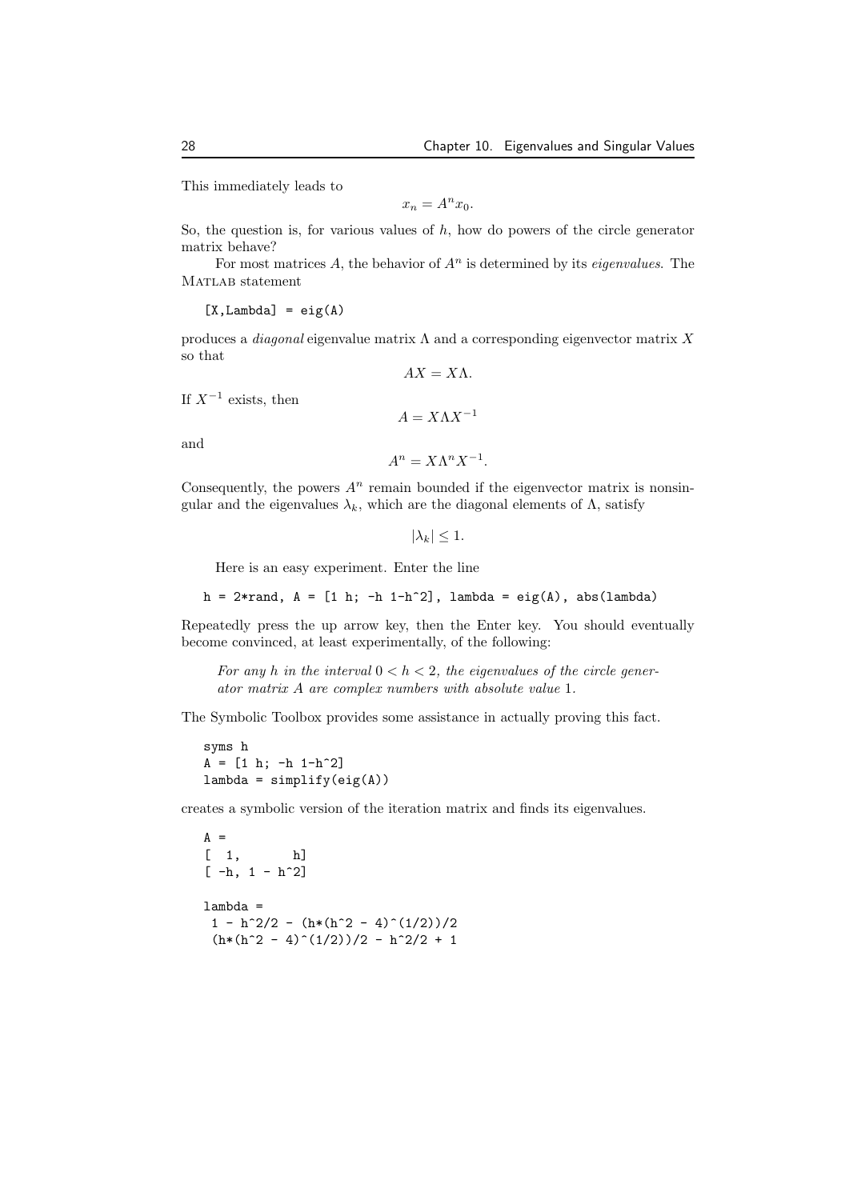This immediately leads to

$$x_n = A^n x_0.$$

So, the question is, for various values of $h$, how do powers of the circle generator matrix behave?

For most matrices $A$, the behavior of $A^n$ is determined by its *eigenvalues*. The MATLAB statement

```
[X,Lambda] = eig(A)
```

produces a *diagonal* eigenvalue matrix $\Lambda$ and a corresponding eigenvector matrix $X$ so that

$$AX = X\Lambda.$$

If $X^{-1}$ exists, then

$$A = X\Lambda X^{-1}$$

and

$$A^n = X\Lambda^n X^{-1}.$$

Consequently, the powers $A^n$ remain bounded if the eigenvector matrix is nonsingular and the eigenvalues $\lambda_k$, which are the diagonal elements of $\Lambda$, satisfy

$$|\lambda_k| \leq 1.$$

Here is an easy experiment. Enter the line

```
h = 2*rand, A = [1 h; -h 1-h^2], lambda = eig(A), abs(lambda)
```

Repeatedly press the up arrow key, then the Enter key. You should eventually become convinced, at least experimentally, of the following:

> *For any $h$ in the interval $0 < h < 2$, the eigenvalues of the circle generator matrix $A$ are complex numbers with absolute value* 1.

The Symbolic Toolbox provides some assistance in actually proving this fact.

```
syms h
A = [1 h; -h 1-h^2]
lambda = simplify(eig(A))
```

creates a symbolic version of the iteration matrix and finds its eigenvalues.

```
A =
[  1,       h]
[ -h, 1 - h^2]

lambda =
 1 - h^2/2 - (h*(h^2 - 4)^(1/2))/2
 (h*(h^2 - 4)^(1/2))/2 - h^2/2 + 1
```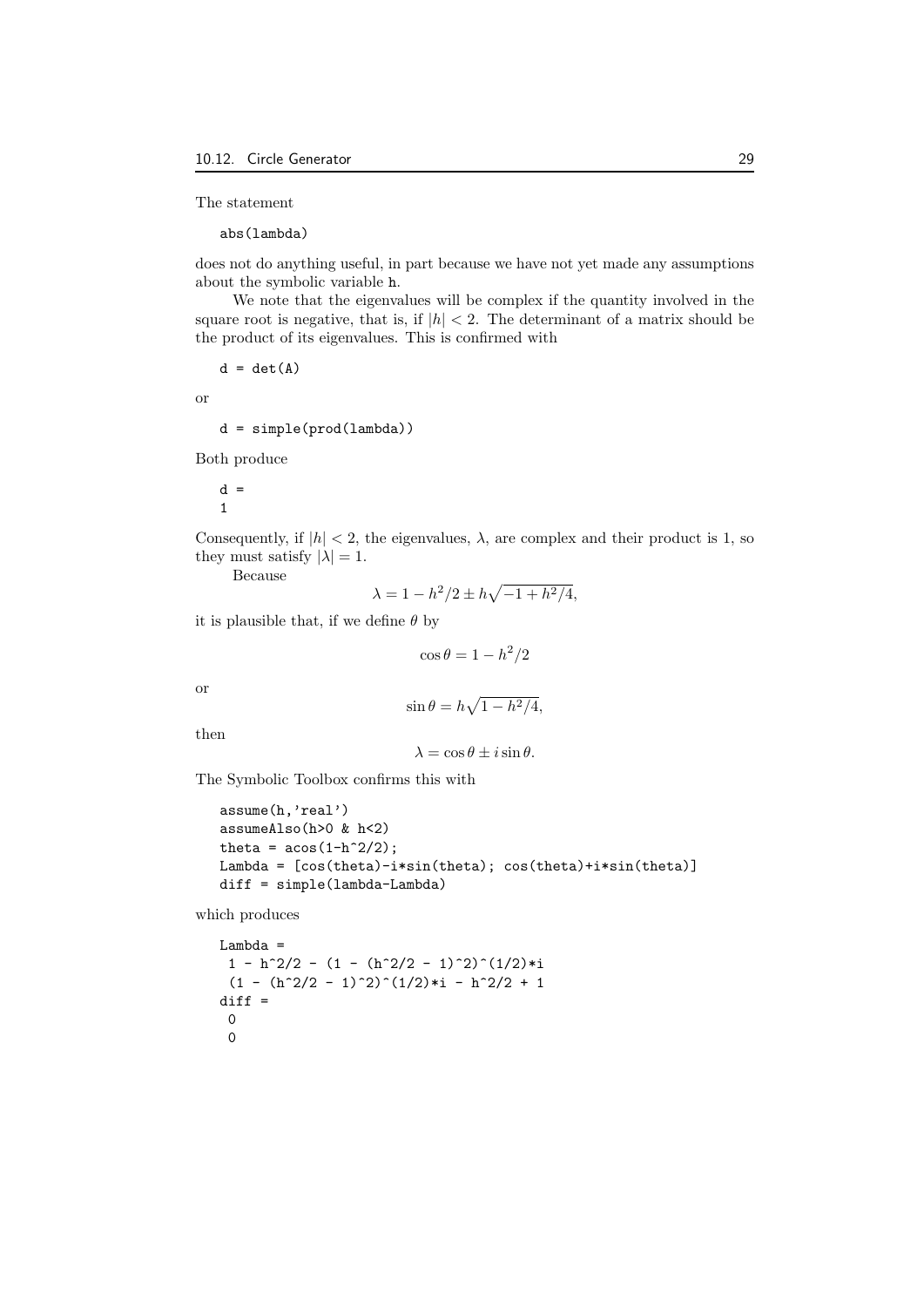The statement

```
abs(lambda)
```

does not do anything useful, in part because we have not yet made any assumptions about the symbolic variable `h`.

We note that the eigenvalues will be complex if the quantity involved in the square root is negative, that is, if $|h| < 2$. The determinant of a matrix should be the product of its eigenvalues. This is confirmed with

```
d = det(A)
```

or

```
d = simple(prod(lambda))
```

Both produce

```
d =
1
```

Consequently, if $|h| < 2$, the eigenvalues, $\lambda$, are complex and their product is 1, so they must satisfy $|\lambda| = 1$.

Because

$$\lambda = 1 - h^2/2 \pm h\sqrt{-1 + h^2/4},$$

it is plausible that, if we define $\theta$ by

$$\cos\theta = 1 - h^2/2$$

or

$$\sin\theta = h\sqrt{1 - h^2/4},$$

then

$$\lambda = \cos\theta \pm i \sin\theta.$$

The Symbolic Toolbox confirms this with

```
assume(h,'real')
assumeAlso(h>0 & h<2)
theta = acos(1-h^2/2);
Lambda = [cos(theta)-i*sin(theta); cos(theta)+i*sin(theta)]
diff = simple(lambda-Lambda)
```

which produces

```
Lambda =
 1 - h^2/2 - (1 - (h^2/2 - 1)^2)^(1/2)*i
 (1 - (h^2/2 - 1)^2)^(1/2)*i - h^2/2 + 1
diff =
 0
 0
```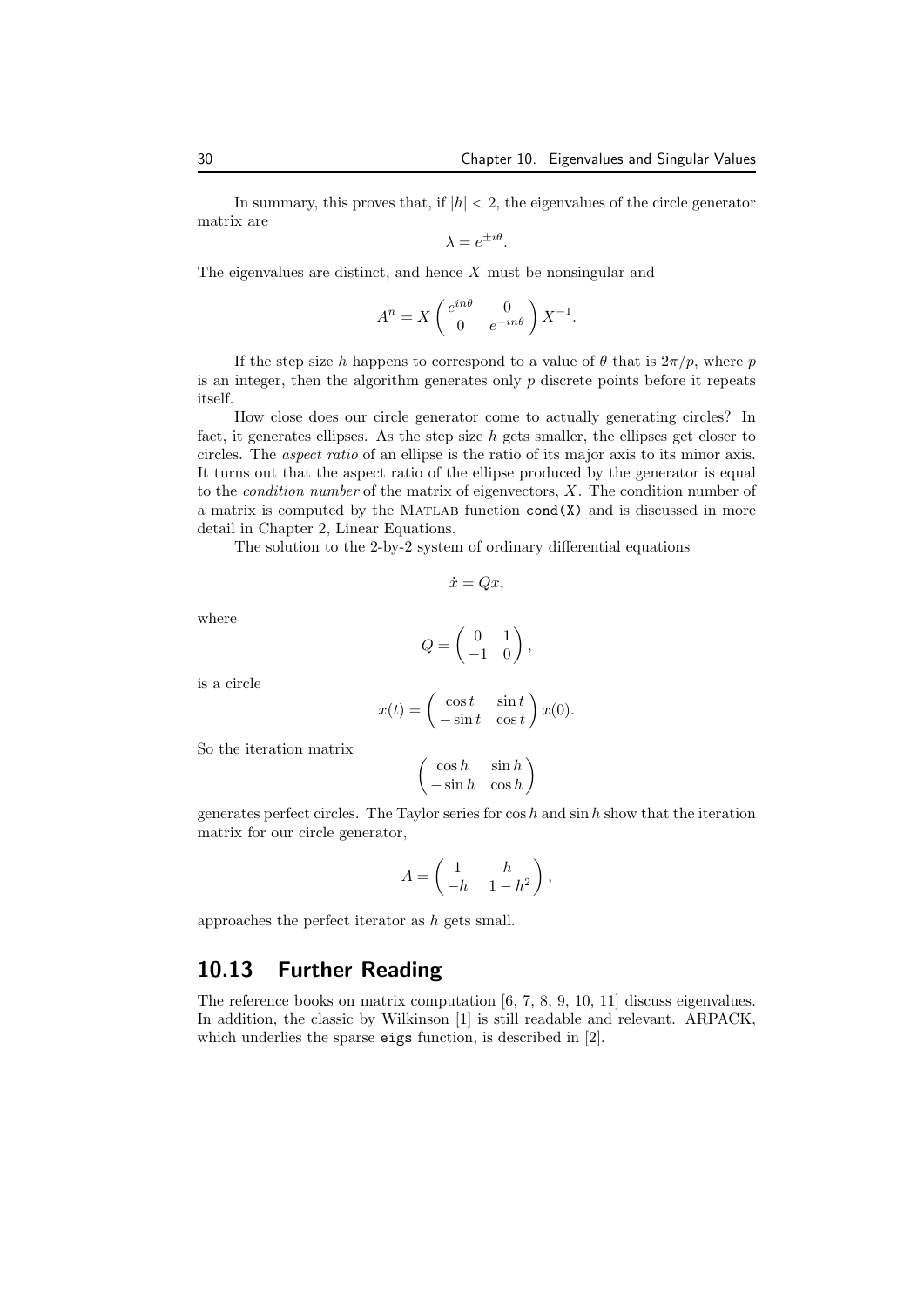In summary, this proves that, if $|h| < 2$, the eigenvalues of the circle generator matrix are

$$\lambda = e^{\pm i\theta}.$$

The eigenvalues are distinct, and hence $X$ must be nonsingular and

$$A^n = X \begin{pmatrix} e^{in\theta} & 0 \\ 0 & e^{-in\theta} \end{pmatrix} X^{-1}.$$

If the step size $h$ happens to correspond to a value of $\theta$ that is $2\pi/p$, where $p$ is an integer, then the algorithm generates only $p$ discrete points before it repeats itself.

How close does our circle generator come to actually generating circles? In fact, it generates ellipses. As the step size $h$ gets smaller, the ellipses get closer to circles. The *aspect ratio* of an ellipse is the ratio of its major axis to its minor axis. It turns out that the aspect ratio of the ellipse produced by the generator is equal to the *condition number* of the matrix of eigenvectors, $X$. The condition number of a matrix is computed by the MATLAB function `cond(X)` and is discussed in more detail in Chapter 2, Linear Equations.

The solution to the 2-by-2 system of ordinary differential equations

$$\dot{x} = Qx,$$

where

$$Q = \begin{pmatrix} 0 & 1 \\ -1 & 0 \end{pmatrix},$$

is a circle

$$x(t) = \begin{pmatrix} \cos t & \sin t \\ -\sin t & \cos t \end{pmatrix} x(0).$$

So the iteration matrix

$$\begin{pmatrix} \cos h & \sin h \\ -\sin h & \cos h \end{pmatrix}$$

generates perfect circles. The Taylor series for $\cos h$ and $\sin h$ show that the iteration matrix for our circle generator,

$$A = \begin{pmatrix} 1 & h \\ -h & 1 - h^2 \end{pmatrix},$$

approaches the perfect iterator as $h$ gets small.

## 10.13 Further Reading

The reference books on matrix computation [6, 7, 8, 9, 10, 11] discuss eigenvalues. In addition, the classic by Wilkinson [1] is still readable and relevant. ARPACK, which underlies the sparse `eigs` function, is described in [2].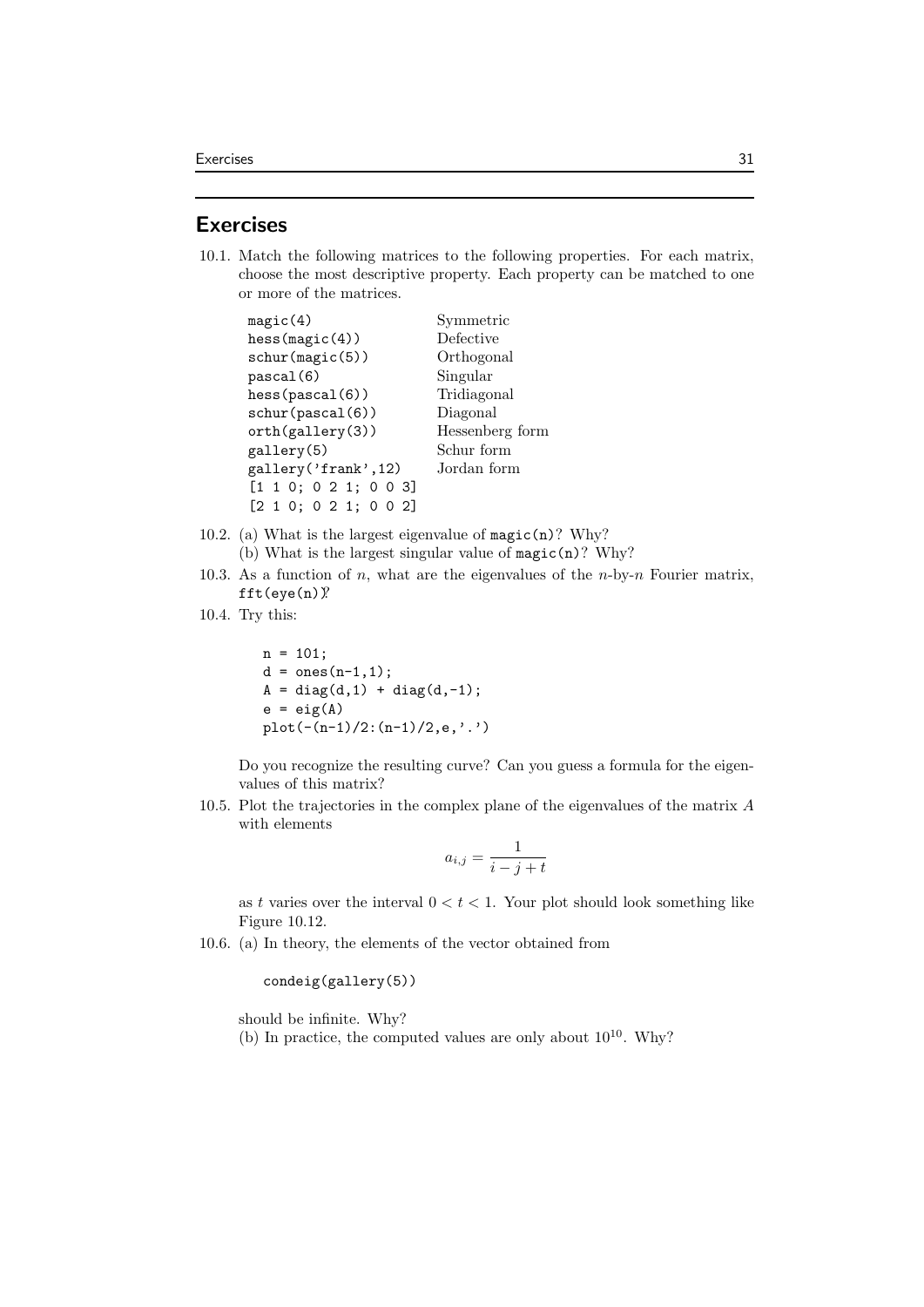## Exercises

10.1. Match the following matrices to the following properties. For each matrix, choose the most descriptive property. Each property can be matched to one or more of the matrices.

| | |
|---|---|
| `magic(4)` | Symmetric |
| `hess(magic(4))` | Defective |
| `schur(magic(5))` | Orthogonal |
| `pascal(6)` | Singular |
| `hess(pascal(6))` | Tridiagonal |
| `schur(pascal(6))` | Diagonal |
| `orth(gallery(3))` | Hessenberg form |
| `gallery(5)` | Schur form |
| `gallery('frank',12)` | Jordan form |
| `[1 1 0; 0 2 1; 0 0 3]` | |
| `[2 1 0; 0 2 1; 0 0 2]` | |

10.2. (a) What is the largest eigenvalue of `magic(n)`? Why?
(b) What is the largest singular value of `magic(n)`? Why?

10.3. As a function of $n$, what are the eigenvalues of the $n$-by-$n$ Fourier matrix, `fft(eye(n))`?

10.4. Try this:

```
n = 101;
d = ones(n-1,1);
A = diag(d,1) + diag(d,-1);
e = eig(A)
plot(-(n-1)/2:(n-1)/2,e,'.')
```

Do you recognize the resulting curve? Can you guess a formula for the eigenvalues of this matrix?

10.5. Plot the trajectories in the complex plane of the eigenvalues of the matrix $A$ with elements

$$a_{i,j} = \frac{1}{i - j + t}$$

as $t$ varies over the interval $0 < t < 1$. Your plot should look something like Figure 10.12.

10.6. (a) In theory, the elements of the vector obtained from

```
condeig(gallery(5))
```

should be infinite. Why?
(b) In practice, the computed values are only about $10^{10}$. Why?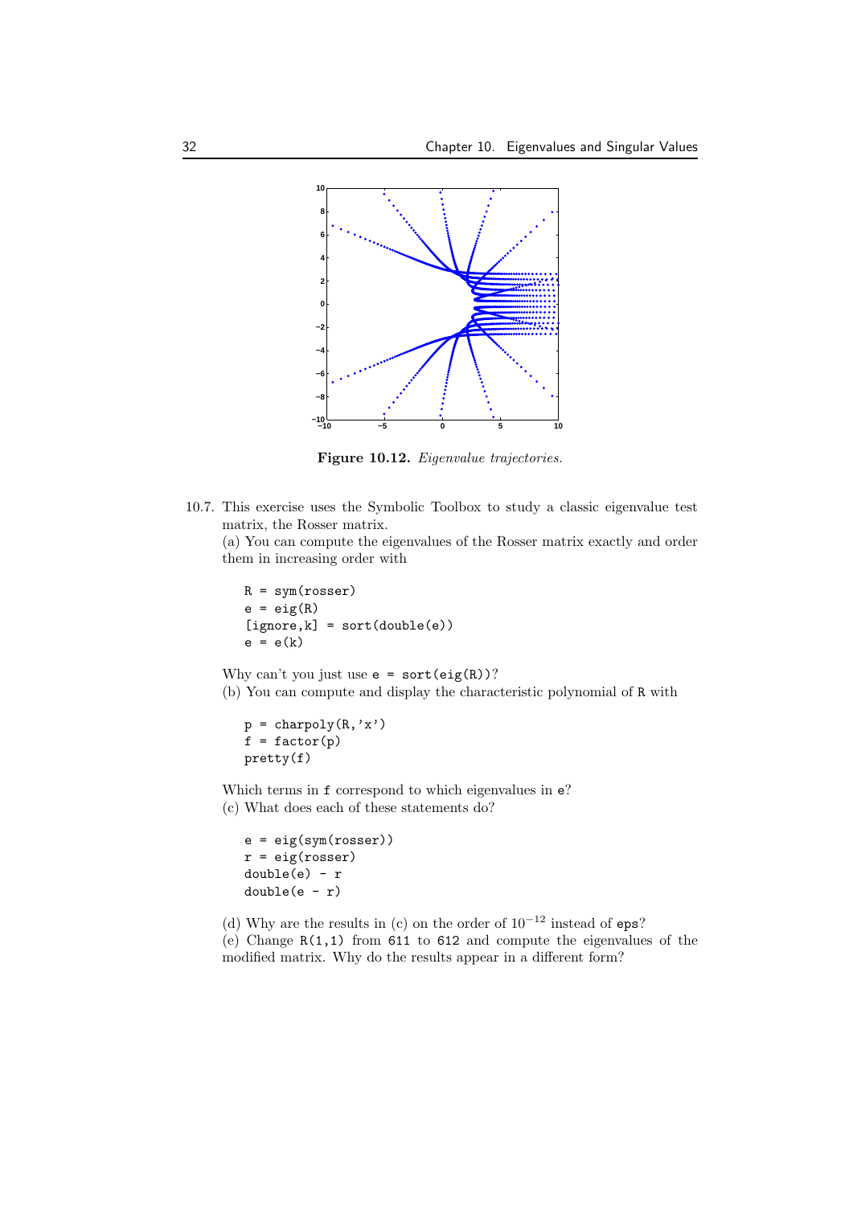**Figure 10.12.** *Eigenvalue trajectories.*

10.7. This exercise uses the Symbolic Toolbox to study a classic eigenvalue test matrix, the Rosser matrix.

(a) You can compute the eigenvalues of the Rosser matrix exactly and order them in increasing order with

```
R = sym(rosser)
e = eig(R)
[ignore,k] = sort(double(e))
e = e(k)
```

Why can't you just use `e = sort(eig(R))`?

(b) You can compute and display the characteristic polynomial of `R` with

```
p = charpoly(R,'x')
f = factor(p)
pretty(f)
```

Which terms in `f` correspond to which eigenvalues in `e`?

(c) What does each of these statements do?

```
e = eig(sym(rosser))
r = eig(rosser)
double(e) - r
double(e - r)
```

(d) Why are the results in (c) on the order of $10^{-12}$ instead of `eps`?

(e) Change `R(1,1)` from `611` to `612` and compute the eigenvalues of the modified matrix. Why do the results appear in a different form?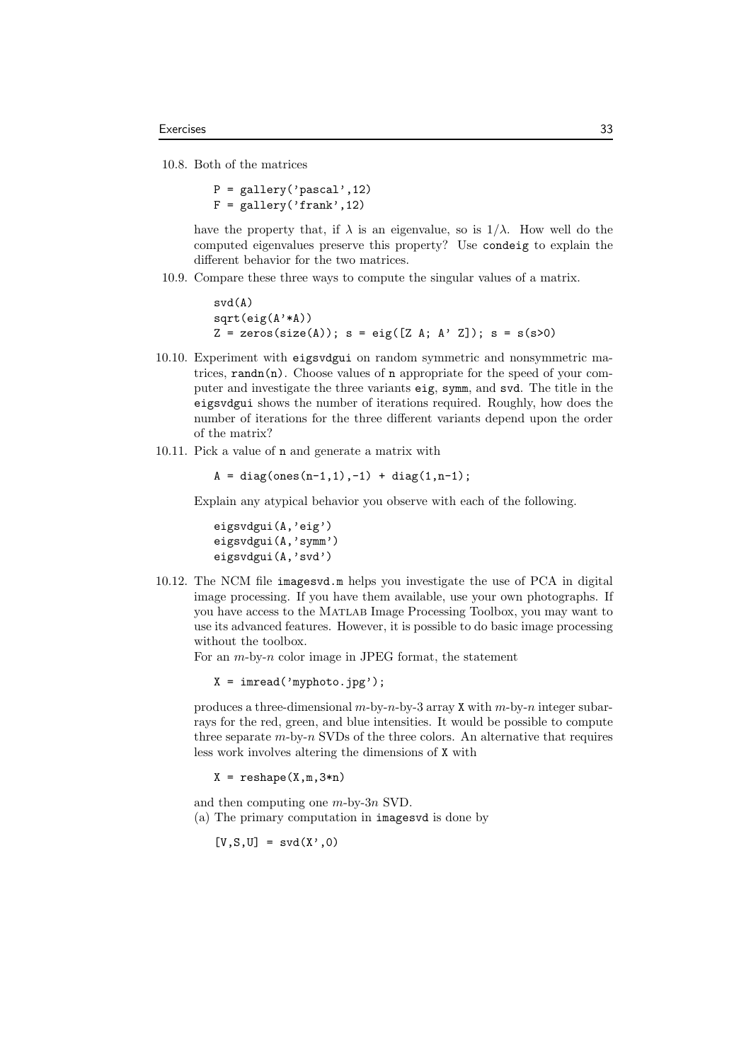10.8. Both of the matrices

```
P = gallery('pascal',12)
F = gallery('frank',12)
```

have the property that, if $\lambda$ is an eigenvalue, so is $1/\lambda$. How well do the computed eigenvalues preserve this property? Use `condeig` to explain the different behavior for the two matrices.

10.9. Compare these three ways to compute the singular values of a matrix.

```
svd(A)
sqrt(eig(A'*A))
Z = zeros(size(A)); s = eig([Z A; A' Z]); s = s(s>0)
```

10.10. Experiment with `eigsvdgui` on random symmetric and nonsymmetric matrices, `randn(n)`. Choose values of `n` appropriate for the speed of your computer and investigate the three variants `eig`, `symm`, and `svd`. The title in the `eigsvdgui` shows the number of iterations required. Roughly, how does the number of iterations for the three different variants depend upon the order of the matrix?

10.11. Pick a value of `n` and generate a matrix with

```
A = diag(ones(n-1,1),-1) + diag(1,n-1);
```

Explain any atypical behavior you observe with each of the following.

```
eigsvdgui(A,'eig')
eigsvdgui(A,'symm')
eigsvdgui(A,'svd')
```

10.12. The NCM file `imagesvd.m` helps you investigate the use of PCA in digital image processing. If you have them available, use your own photographs. If you have access to the MATLAB Image Processing Toolbox, you may want to use its advanced features. However, it is possible to do basic image processing without the toolbox.

For an $m$-by-$n$ color image in JPEG format, the statement

```
X = imread('myphoto.jpg');
```

produces a three-dimensional $m$-by-$n$-by-3 array `X` with $m$-by-$n$ integer subarrays for the red, green, and blue intensities. It would be possible to compute three separate $m$-by-$n$ SVDs of the three colors. An alternative that requires less work involves altering the dimensions of `X` with

```
X = reshape(X,m,3*n)
```

and then computing one $m$-by-$3n$ SVD.

(a) The primary computation in `imagesvd` is done by

```
[V,S,U] = svd(X',0)
```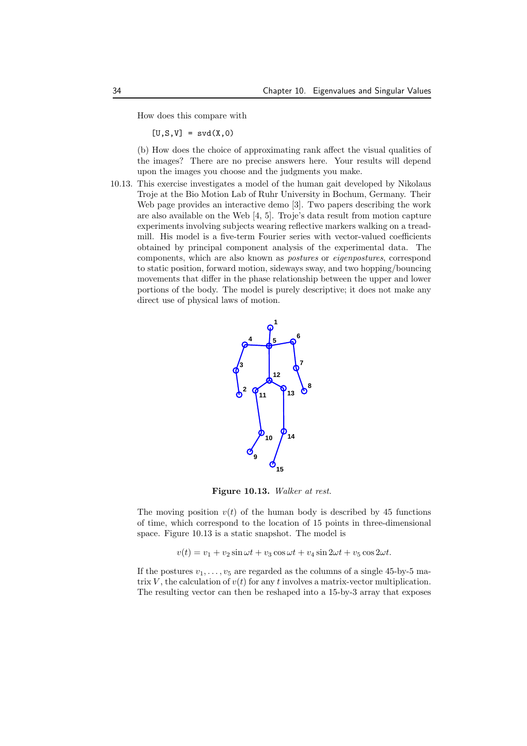How does this compare with

```
[U,S,V] = svd(X,0)
```

(b) How does the choice of approximating rank affect the visual qualities of the images? There are no precise answers here. Your results will depend upon the images you choose and the judgments you make.

10.13. This exercise investigates a model of the human gait developed by Nikolaus Troje at the Bio Motion Lab of Ruhr University in Bochum, Germany. Their Web page provides an interactive demo [3]. Two papers describing the work are also available on the Web [4, 5]. Troje's data result from motion capture experiments involving subjects wearing reflective markers walking on a treadmill. His model is a five-term Fourier series with vector-valued coefficients obtained by principal component analysis of the experimental data. The components, which are also known as *postures* or *eigenpostures*, correspond to static position, forward motion, sideways sway, and two hopping/bouncing movements that differ in the phase relationship between the upper and lower portions of the body. The model is purely descriptive; it does not make any direct use of physical laws of motion.

**Figure 10.13.** *Walker at rest.*

The moving position $v(t)$ of the human body is described by 45 functions of time, which correspond to the location of 15 points in three-dimensional space. Figure 10.13 is a static snapshot. The model is

$$v(t) = v_1 + v_2 \sin \omega t + v_3 \cos \omega t + v_4 \sin 2\omega t + v_5 \cos 2\omega t.$$

If the postures $v_1, \ldots, v_5$ are regarded as the columns of a single 45-by-5 matrix $V$, the calculation of $v(t)$ for any $t$ involves a matrix-vector multiplication. The resulting vector can then be reshaped into a 15-by-3 array that exposes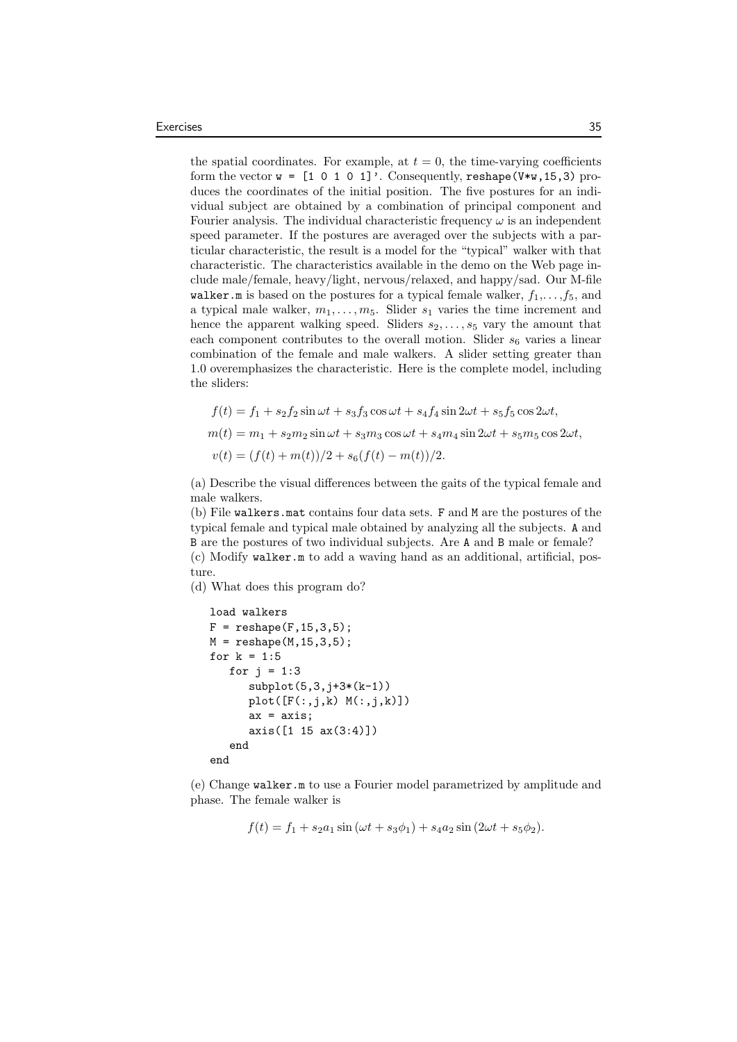the spatial coordinates. For example, at $t = 0$, the time-varying coefficients form the vector `w = [1 0 1 0 1]'`. Consequently, `reshape(V*w,15,3)` produces the coordinates of the initial position. The five postures for an individual subject are obtained by a combination of principal component and Fourier analysis. The individual characteristic frequency $\omega$ is an independent speed parameter. If the postures are averaged over the subjects with a particular characteristic, the result is a model for the "typical" walker with that characteristic. The characteristics available in the demo on the Web page include male/female, heavy/light, nervous/relaxed, and happy/sad. Our M-file `walker.m` is based on the postures for a typical female walker, $f_1, \ldots, f_5$, and a typical male walker, $m_1, \ldots, m_5$. Slider $s_1$ varies the time increment and hence the apparent walking speed. Sliders $s_2, \ldots, s_5$ vary the amount that each component contributes to the overall motion. Slider $s_6$ varies a linear combination of the female and male walkers. A slider setting greater than 1.0 overemphasizes the characteristic. Here is the complete model, including the sliders:

$$f(t) = f_1 + s_2 f_2 \sin \omega t + s_3 f_3 \cos \omega t + s_4 f_4 \sin 2\omega t + s_5 f_5 \cos 2\omega t,$$

$$m(t) = m_1 + s_2 m_2 \sin \omega t + s_3 m_3 \cos \omega t + s_4 m_4 \sin 2\omega t + s_5 m_5 \cos 2\omega t,$$

$$v(t) = (f(t) + m(t))/2 + s_6 (f(t) - m(t))/2.$$

(a) Describe the visual differences between the gaits of the typical female and male walkers.

(b) File `walkers.mat` contains four data sets. `F` and `M` are the postures of the typical female and typical male obtained by analyzing all the subjects. `A` and `B` are the postures of two individual subjects. Are `A` and `B` male or female?

(c) Modify `walker.m` to add a waving hand as an additional, artificial, posture.

(d) What does this program do?

```
load walkers
F = reshape(F,15,3,5);
M = reshape(M,15,3,5);
for k = 1:5
   for j = 1:3
      subplot(5,3,j+3*(k-1))
      plot([F(:,j,k) M(:,j,k)])
      ax = axis;
      axis([1 15 ax(3:4)])
   end
end
```

(e) Change `walker.m` to use a Fourier model parametrized by amplitude and phase. The female walker is

$$f(t) = f_1 + s_2 a_1 \sin(\omega t + s_3 \phi_1) + s_4 a_2 \sin(2\omega t + s_5 \phi_2).$$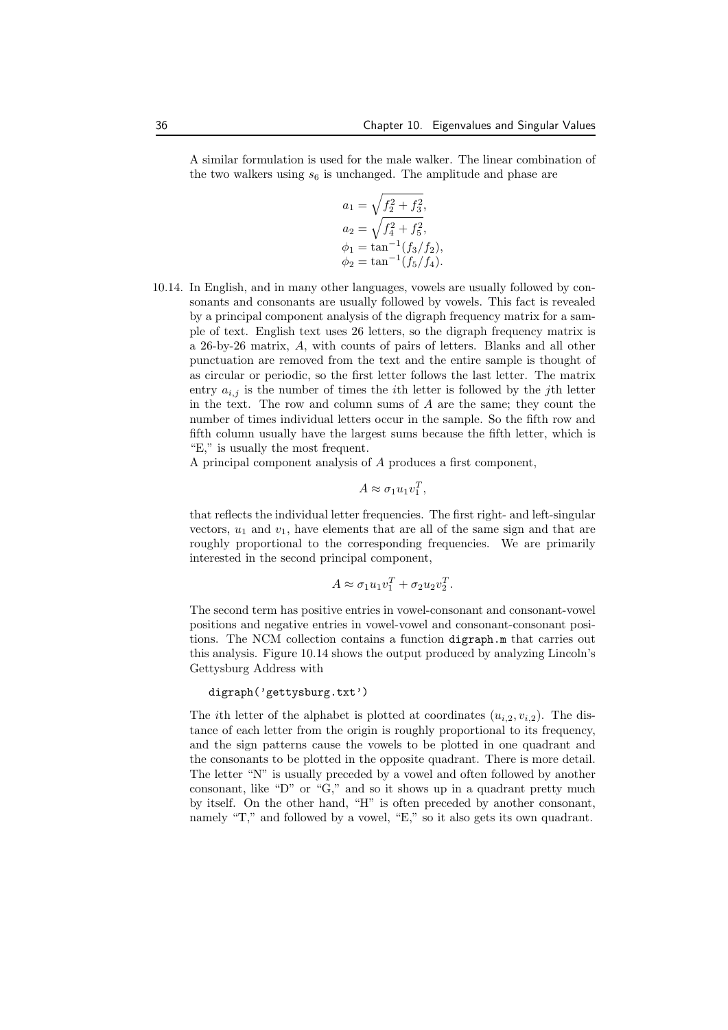A similar formulation is used for the male walker. The linear combination of the two walkers using $s_6$ is unchanged. The amplitude and phase are

$$
\begin{aligned}
a_1 &= \sqrt{f_2^2 + f_3^2}, \\
a_2 &= \sqrt{f_4^2 + f_5^2}, \\
\phi_1 &= \tan^{-1}(f_3/f_2), \\
\phi_2 &= \tan^{-1}(f_5/f_4).
\end{aligned}
$$

10.14. In English, and in many other languages, vowels are usually followed by consonants and consonants are usually followed by vowels. This fact is revealed by a principal component analysis of the digraph frequency matrix for a sample of text. English text uses 26 letters, so the digraph frequency matrix is a 26-by-26 matrix, $A$, with counts of pairs of letters. Blanks and all other punctuation are removed from the text and the entire sample is thought of as circular or periodic, so the first letter follows the last letter. The matrix entry $a_{i,j}$ is the number of times the $i$th letter is followed by the $j$th letter in the text. The row and column sums of $A$ are the same; they count the number of times individual letters occur in the sample. So the fifth row and fifth column usually have the largest sums because the fifth letter, which is "E," is usually the most frequent.

A principal component analysis of $A$ produces a first component,

$$A \approx \sigma_1 u_1 v_1^T,$$

that reflects the individual letter frequencies. The first right- and left-singular vectors, $u_1$ and $v_1$, have elements that are all of the same sign and that are roughly proportional to the corresponding frequencies. We are primarily interested in the second principal component,

$$A \approx \sigma_1 u_1 v_1^T + \sigma_2 u_2 v_2^T.$$

The second term has positive entries in vowel-consonant and consonant-vowel positions and negative entries in vowel-vowel and consonant-consonant positions. The NCM collection contains a function `digraph.m` that carries out this analysis. Figure 10.14 shows the output produced by analyzing Lincoln's Gettysburg Address with

```
digraph('gettysburg.txt')
```

The $i$th letter of the alphabet is plotted at coordinates $(u_{i,2}, v_{i,2})$. The distance of each letter from the origin is roughly proportional to its frequency, and the sign patterns cause the vowels to be plotted in one quadrant and the consonants to be plotted in the opposite quadrant. There is more detail. The letter "N" is usually preceded by a vowel and often followed by another consonant, like "D" or "G," and so it shows up in a quadrant pretty much by itself. On the other hand, "H" is often preceded by another consonant, namely "T," and followed by a vowel, "E," so it also gets its own quadrant.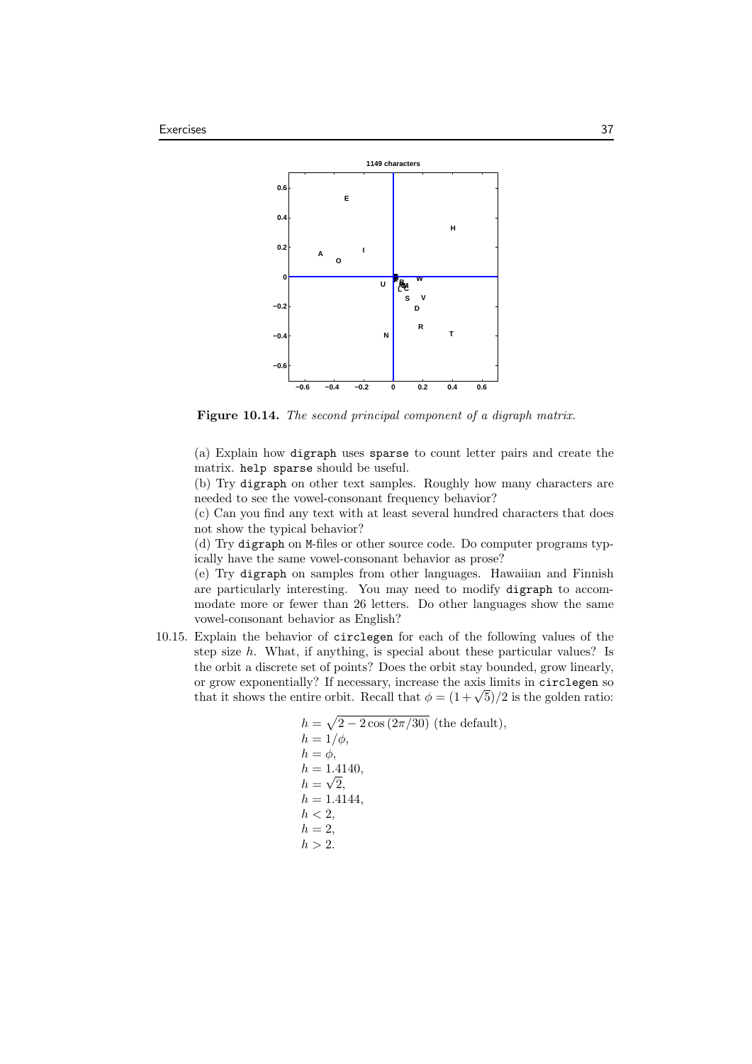**Figure 10.14.** *The second principal component of a digraph matrix.*

(a) Explain how `digraph` uses `sparse` to count letter pairs and create the matrix. `help sparse` should be useful.
(b) Try `digraph` on other text samples. Roughly how many characters are needed to see the vowel-consonant frequency behavior?
(c) Can you find any text with at least several hundred characters that does not show the typical behavior?
(d) Try `digraph` on M-files or other source code. Do computer programs typically have the same vowel-consonant behavior as prose?
(e) Try `digraph` on samples from other languages. Hawaiian and Finnish are particularly interesting. You may need to modify `digraph` to accommodate more or fewer than 26 letters. Do other languages show the same vowel-consonant behavior as English?

10.15. Explain the behavior of `circlegen` for each of the following values of the step size $h$. What, if anything, is special about these particular values? Is the orbit a discrete set of points? Does the orbit stay bounded, grow linearly, or grow exponentially? If necessary, increase the axis limits in `circlegen` so that it shows the entire orbit. Recall that $\phi = (1+\sqrt{5})/2$ is the golden ratio:

$$
\begin{aligned}
&h = \sqrt{2 - 2\cos(2\pi/30)} \text{ (the default)},\\
&h = 1/\phi,\\
&h = \phi,\\
&h = 1.4140,\\
&h = \sqrt{2},\\
&h = 1.4144,\\
&h < 2,\\
&h = 2,\\
&h > 2.
\end{aligned}
$$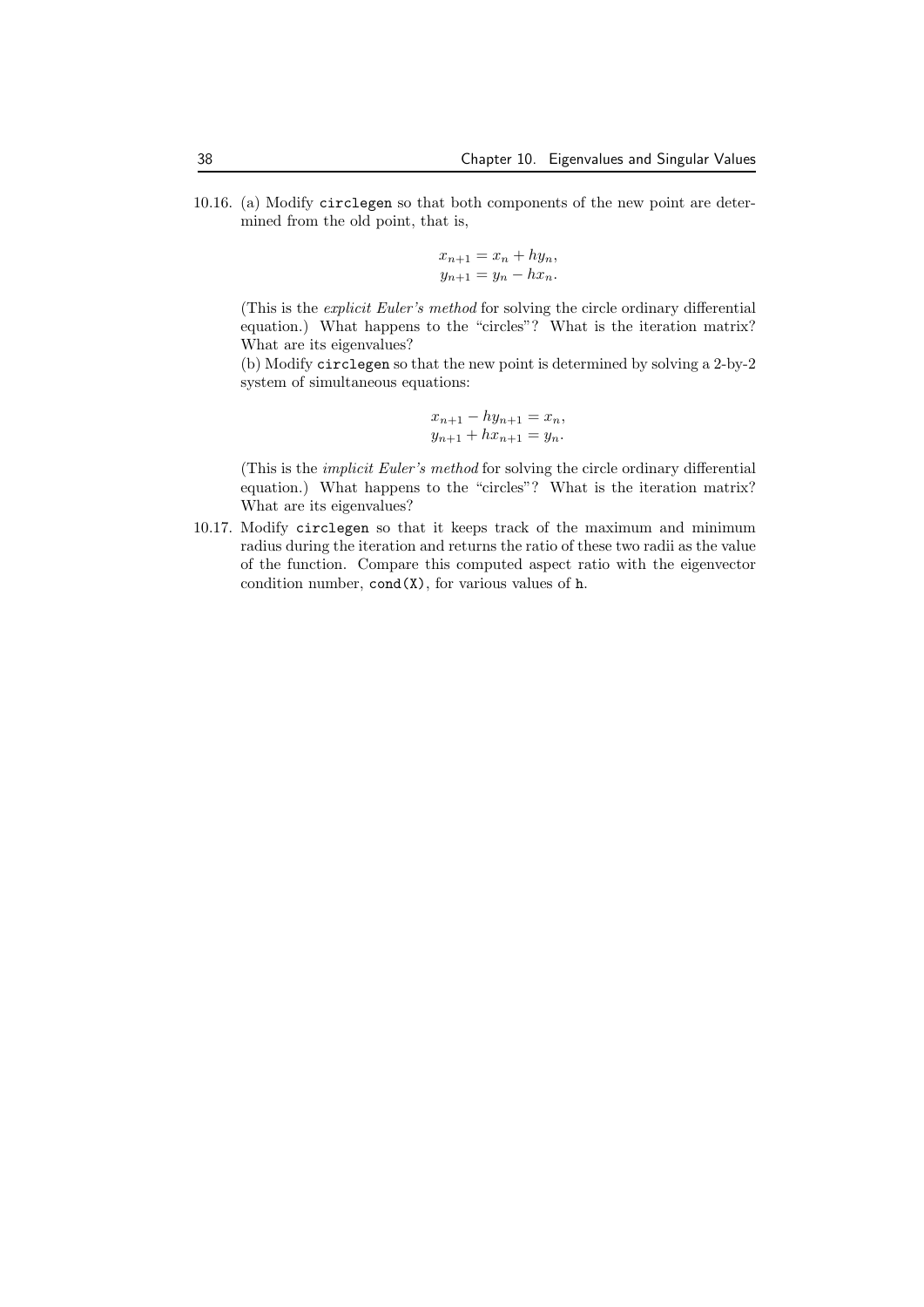10.16. (a) Modify `circlegen` so that both components of the new point are determined from the old point, that is,

$$x_{n+1} = x_n + hy_n,$$
$$y_{n+1} = y_n - hx_n.$$

(This is the *explicit Euler's method* for solving the circle ordinary differential equation.) What happens to the "circles"? What is the iteration matrix? What are its eigenvalues?

(b) Modify `circlegen` so that the new point is determined by solving a 2-by-2 system of simultaneous equations:

$$x_{n+1} - hy_{n+1} = x_n,$$
$$y_{n+1} + hx_{n+1} = y_n.$$

(This is the *implicit Euler's method* for solving the circle ordinary differential equation.) What happens to the "circles"? What is the iteration matrix? What are its eigenvalues?

10.17. Modify `circlegen` so that it keeps track of the maximum and minimum radius during the iteration and returns the ratio of these two radii as the value of the function. Compare this computed aspect ratio with the eigenvector condition number, `cond(X)`, for various values of `h`.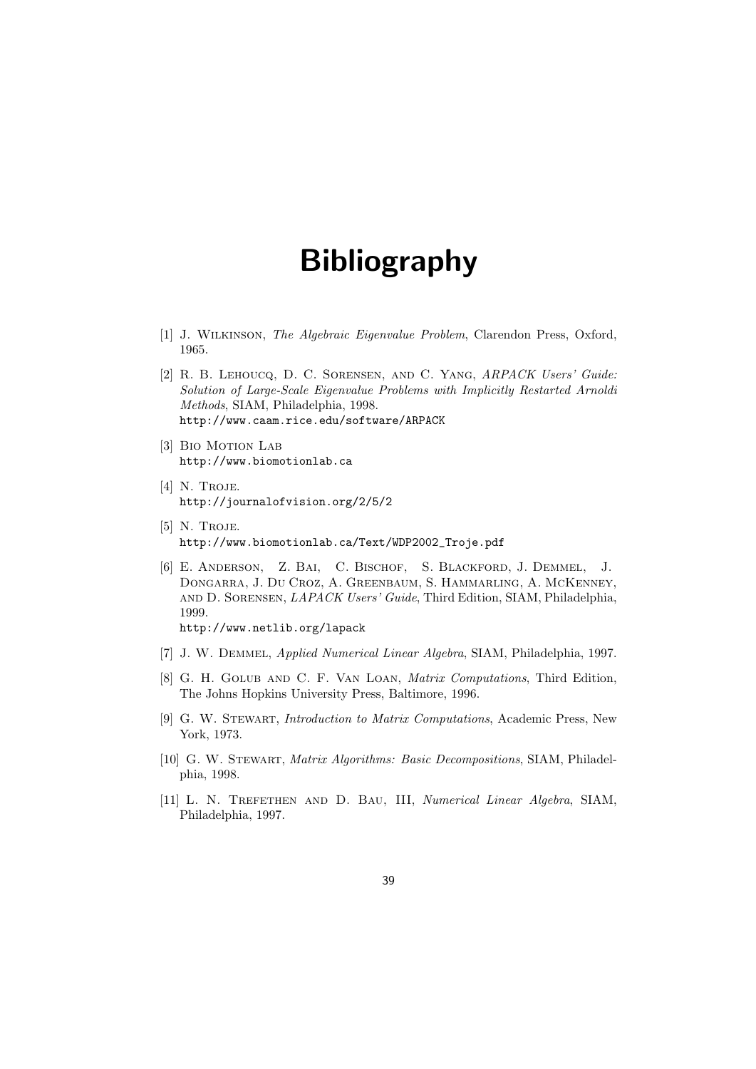# Bibliography

[1] J. Wilkinson, *The Algebraic Eigenvalue Problem*, Clarendon Press, Oxford, 1965.

[2] R. B. Lehoucq, D. C. Sorensen, and C. Yang, *ARPACK Users' Guide: Solution of Large-Scale Eigenvalue Problems with Implicitly Restarted Arnoldi Methods*, SIAM, Philadelphia, 1998.
`http://www.caam.rice.edu/software/ARPACK`

[3] Bio Motion Lab
`http://www.biomotionlab.ca`

[4] N. Troje.
`http://journalofvision.org/2/5/2`

[5] N. Troje.
`http://www.biomotionlab.ca/Text/WDP2002_Troje.pdf`

[6] E. Anderson, Z. Bai, C. Bischof, S. Blackford, J. Demmel, J. Dongarra, J. Du Croz, A. Greenbaum, S. Hammarling, A. McKenney, and D. Sorensen, *LAPACK Users' Guide*, Third Edition, SIAM, Philadelphia, 1999.
`http://www.netlib.org/lapack`

[7] J. W. Demmel, *Applied Numerical Linear Algebra*, SIAM, Philadelphia, 1997.

[8] G. H. Golub and C. F. Van Loan, *Matrix Computations*, Third Edition, The Johns Hopkins University Press, Baltimore, 1996.

[9] G. W. Stewart, *Introduction to Matrix Computations*, Academic Press, New York, 1973.

[10] G. W. Stewart, *Matrix Algorithms: Basic Decompositions*, SIAM, Philadelphia, 1998.

[11] L. N. Trefethen and D. Bau, III, *Numerical Linear Algebra*, SIAM, Philadelphia, 1997.